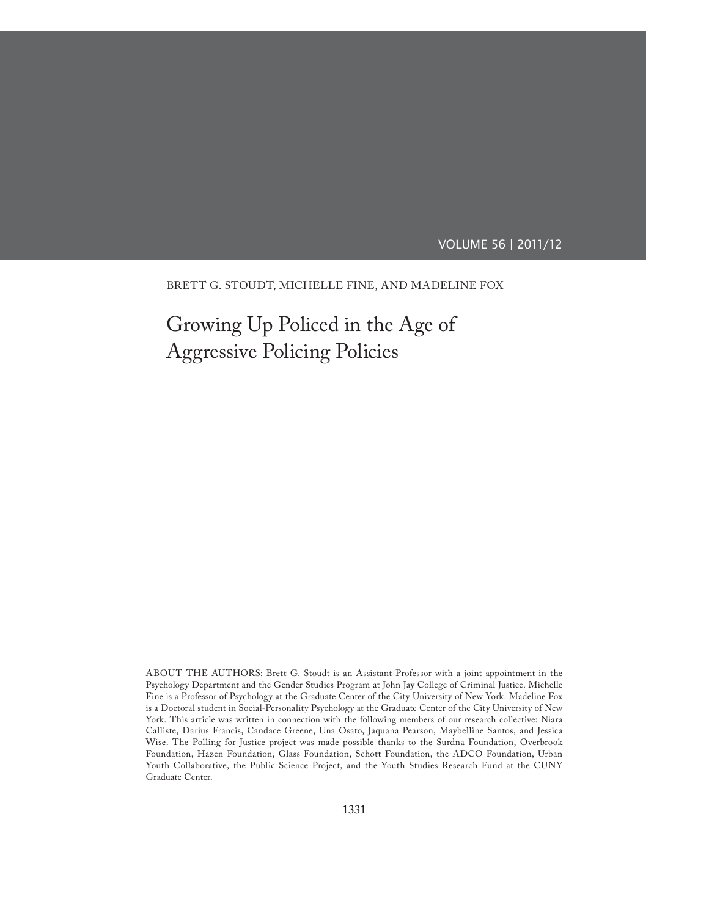BRETT G. STOUDT, MICHELLE FINE, AND MADELINE FOX

# Growing Up Policed in the Age of Aggressive Policing Policies

ABOUT THE AUTHORS: Brett G. Stoudt is an Assistant Professor with a joint appointment in the Psychology Department and the Gender Studies Program at John Jay College of Criminal Justice. Michelle Fine is a Professor of Psychology at the Graduate Center of the City University of New York. Madeline Fox is a Doctoral student in Social-Personality Psychology at the Graduate Center of the City University of New York. This article was written in connection with the following members of our research collective: Niara Calliste, Darius Francis, Candace Greene, Una Osato, Jaquana Pearson, Maybelline Santos, and Jessica Wise. The Polling for Justice project was made possible thanks to the Surdna Foundation, Overbrook Foundation, Hazen Foundation, Glass Foundation, Schott Foundation, the ADCO Foundation, Urban Youth Collaborative, the Public Science Project, and the Youth Studies Research Fund at the CUNY Graduate Center.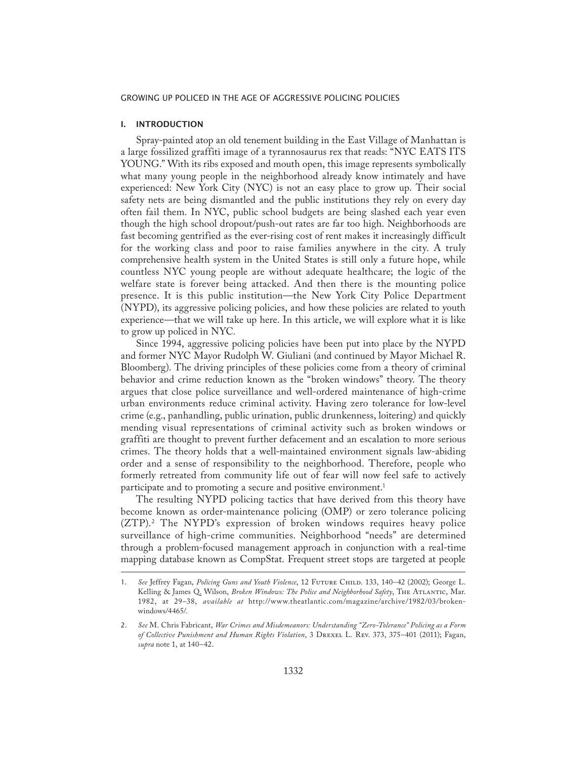## I. INTRODUCTION

Spray-painted atop an old tenement building in the East Village of Manhattan is a large fossilized graffiti image of a tyrannosaurus rex that reads: "NYC EATS ITS YOUNG." With its ribs exposed and mouth open, this image represents symbolically what many young people in the neighborhood already know intimately and have experienced: New York City (NYC) is not an easy place to grow up. Their social safety nets are being dismantled and the public institutions they rely on every day often fail them. In NYC, public school budgets are being slashed each year even though the high school dropout/push-out rates are far too high. Neighborhoods are fast becoming gentrified as the ever-rising cost of rent makes it increasingly difficult for the working class and poor to raise families anywhere in the city. A truly comprehensive health system in the United States is still only a future hope, while countless NYC young people are without adequate healthcare; the logic of the welfare state is forever being attacked. And then there is the mounting police presence. It is this public institution—the New York City Police Department (NYPD), its aggressive policing policies, and how these policies are related to youth experience—that we will take up here. In this article, we will explore what it is like to grow up policed in NYC.

Since 1994, aggressive policing policies have been put into place by the NYPD and former NYC Mayor Rudolph W. Giuliani (and continued by Mayor Michael R. Bloomberg). The driving principles of these policies come from a theory of criminal behavior and crime reduction known as the "broken windows" theory. The theory argues that close police surveillance and well-ordered maintenance of high-crime urban environments reduce criminal activity. Having zero tolerance for low-level crime (e.g., panhandling, public urination, public drunkenness, loitering) and quickly mending visual representations of criminal activity such as broken windows or graffiti are thought to prevent further defacement and an escalation to more serious crimes. The theory holds that a well-maintained environment signals law-abiding order and a sense of responsibility to the neighborhood. Therefore, people who formerly retreated from community life out of fear will now feel safe to actively participate and to promoting a secure and positive environment.[1]

The resulting NYPD policing tactics that have derived from this theory have become known as order-maintenance policing (OMP) or zero tolerance policing (ZTP).[2] The NYPD's expression of broken windows requires heavy police surveillance of high-crime communities. Neighborhood "needs" are determined through a problem-focused management approach in conjunction with a real-time mapping database known as CompStat. Frequent street stops are targeted at people

---

1. *See* Jeffrey Fagan, *Policing Guns and Youth Violence*, 12 Future Child. 133, 140–42 (2002); George L. Kelling & James Q. Wilson, *Broken Windows: The Police and Neighborhood Safety*, The Atlantic, Mar. 1982, at 29–38, *available at* http://www.theatlantic.com/magazine/archive/1982/03/broken-windows/4465/.

2. *See* M. Chris Fabricant, *War Crimes and Misdemeanors: Understanding "Zero-Tolerance" Policing as a Form of Collective Punishment and Human Rights Violation*, 3 Drexel L. Rev. 373, 375–401 (2011); Fagan, *supra* note 1, at 140–42.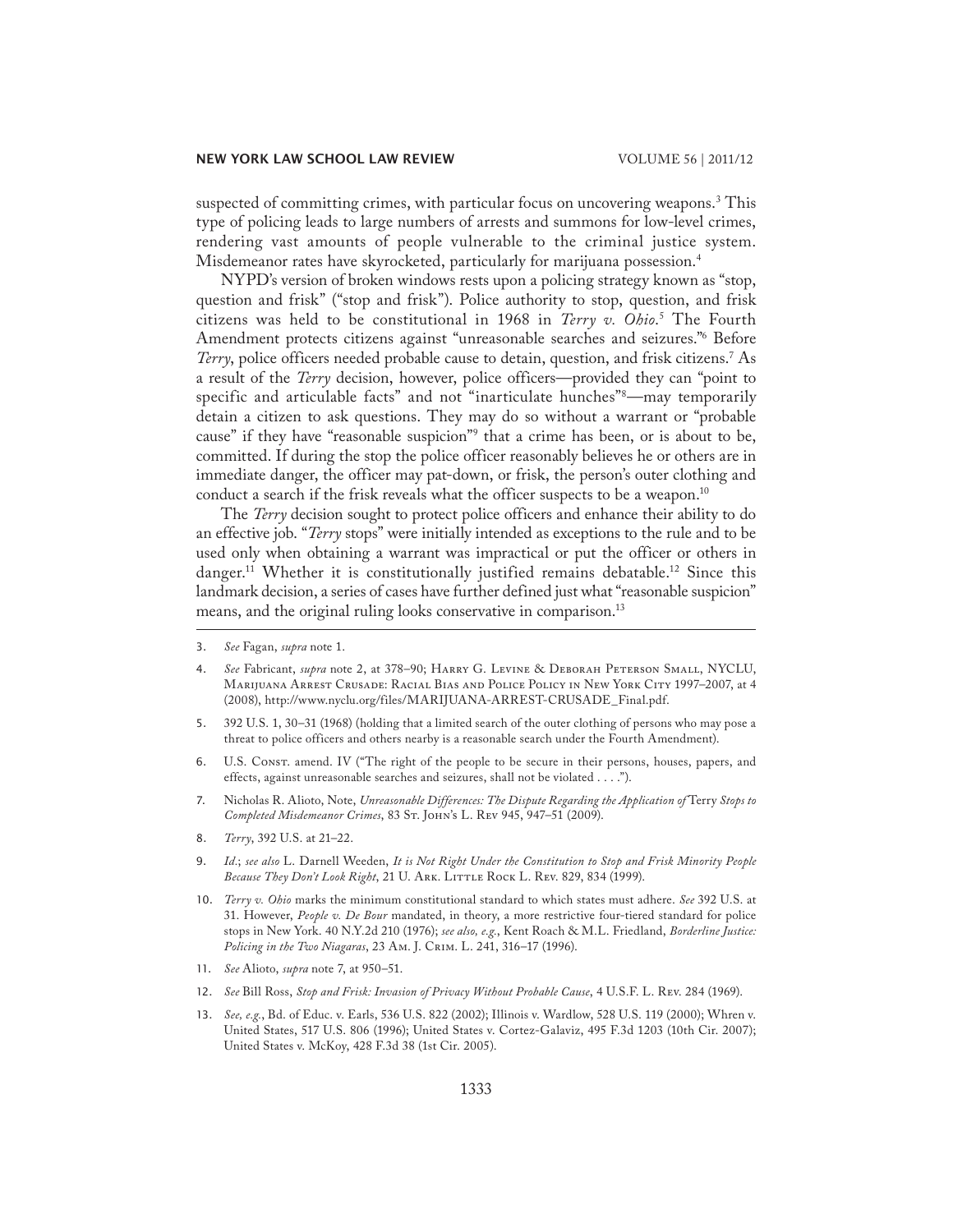suspected of committing crimes, with particular focus on uncovering weapons.[3] This type of policing leads to large numbers of arrests and summons for low-level crimes, rendering vast amounts of people vulnerable to the criminal justice system. Misdemeanor rates have skyrocketed, particularly for marijuana possession.[4]

NYPD's version of broken windows rests upon a policing strategy known as "stop, question and frisk" ("stop and frisk"). Police authority to stop, question, and frisk citizens was held to be constitutional in 1968 in *Terry v. Ohio*.[5] The Fourth Amendment protects citizens against "unreasonable searches and seizures."[6] Before *Terry*, police officers needed probable cause to detain, question, and frisk citizens.[7] As a result of the *Terry* decision, however, police officers—provided they can "point to specific and articulable facts" and not "inarticulate hunches"[8]—may temporarily detain a citizen to ask questions. They may do so without a warrant or "probable cause" if they have "reasonable suspicion"[9] that a crime has been, or is about to be, committed. If during the stop the police officer reasonably believes he or others are in immediate danger, the officer may pat-down, or frisk, the person's outer clothing and conduct a search if the frisk reveals what the officer suspects to be a weapon.[10]

The *Terry* decision sought to protect police officers and enhance their ability to do an effective job. "*Terry* stops" were initially intended as exceptions to the rule and to be used only when obtaining a warrant was impractical or put the officer or others in danger.[11] Whether it is constitutionally justified remains debatable.[12] Since this landmark decision, a series of cases have further defined just what "reasonable suspicion" means, and the original ruling looks conservative in comparison.[13]

---

3. *See* Fagan, *supra* note 1.

4. *See* Fabricant, *supra* note 2, at 378–90; Harry G. Levine & Deborah Peterson Small, NYCLU, Marijuana Arrest Crusade: Racial Bias and Police Policy in New York City 1997–2007, at 4 (2008), http://www.nyclu.org/files/MARIJUANA-ARREST-CRUSADE_Final.pdf.

5. 392 U.S. 1, 30–31 (1968) (holding that a limited search of the outer clothing of persons who may pose a threat to police officers and others nearby is a reasonable search under the Fourth Amendment).

6. U.S. Const. amend. IV ("The right of the people to be secure in their persons, houses, papers, and effects, against unreasonable searches and seizures, shall not be violated . . . .").

7. Nicholas R. Alioto, Note, *Unreasonable Differences: The Dispute Regarding the Application of* Terry *Stops to Completed Misdemeanor Crimes*, 83 St. John's L. Rev 945, 947–51 (2009).

8. *Terry*, 392 U.S. at 21–22.

9. *Id.*; *see also* L. Darnell Weeden, *It is Not Right Under the Constitution to Stop and Frisk Minority People Because They Don't Look Right*, 21 U. Ark. Little Rock L. Rev. 829, 834 (1999).

10. *Terry v. Ohio* marks the minimum constitutional standard to which states must adhere. *See* 392 U.S. at 31. However, *People v. De Bour* mandated, in theory, a more restrictive four-tiered standard for police stops in New York. 40 N.Y.2d 210 (1976); *see also, e.g.*, Kent Roach & M.L. Friedland, *Borderline Justice: Policing in the Two Niagaras*, 23 Am. J. Crim. L. 241, 316–17 (1996).

11. *See* Alioto, *supra* note 7, at 950–51.

12. *See* Bill Ross, *Stop and Frisk: Invasion of Privacy Without Probable Cause*, 4 U.S.F. L. Rev. 284 (1969).

13. *See, e.g.*, Bd. of Educ. v. Earls, 536 U.S. 822 (2002); Illinois v. Wardlow, 528 U.S. 119 (2000); Whren v. United States, 517 U.S. 806 (1996); United States v. Cortez-Galaviz, 495 F.3d 1203 (10th Cir. 2007); United States v. McKoy, 428 F.3d 38 (1st Cir. 2005).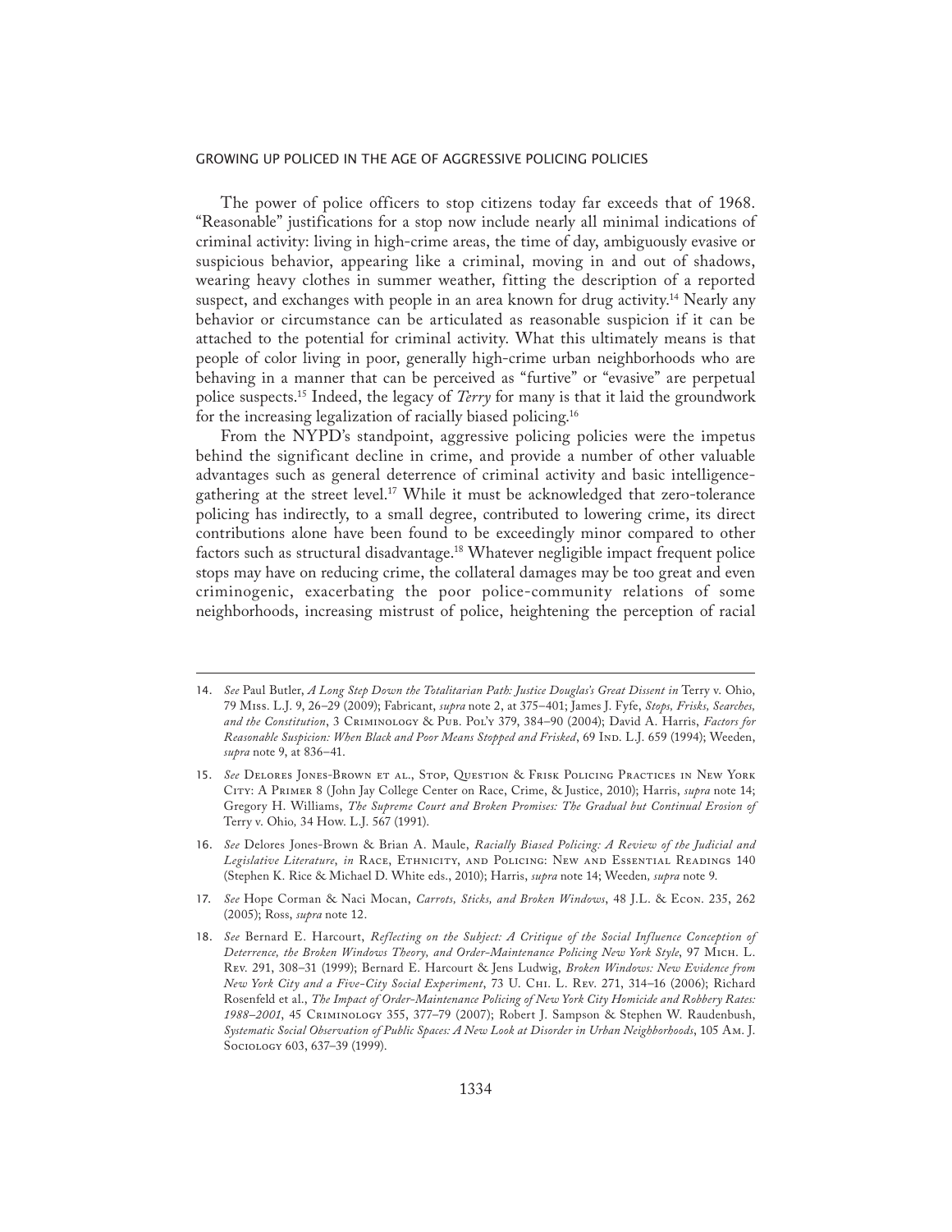The power of police officers to stop citizens today far exceeds that of 1968. "Reasonable" justifications for a stop now include nearly all minimal indications of criminal activity: living in high-crime areas, the time of day, ambiguously evasive or suspicious behavior, appearing like a criminal, moving in and out of shadows, wearing heavy clothes in summer weather, fitting the description of a reported suspect, and exchanges with people in an area known for drug activity.[14] Nearly any behavior or circumstance can be articulated as reasonable suspicion if it can be attached to the potential for criminal activity. What this ultimately means is that people of color living in poor, generally high-crime urban neighborhoods who are behaving in a manner that can be perceived as "furtive" or "evasive" are perpetual police suspects.[15] Indeed, the legacy of *Terry* for many is that it laid the groundwork for the increasing legalization of racially biased policing.[16]

From the NYPD's standpoint, aggressive policing policies were the impetus behind the significant decline in crime, and provide a number of other valuable advantages such as general deterrence of criminal activity and basic intelligence-gathering at the street level.[17] While it must be acknowledged that zero-tolerance policing has indirectly, to a small degree, contributed to lowering crime, its direct contributions alone have been found to be exceedingly minor compared to other factors such as structural disadvantage.[18] Whatever negligible impact frequent police stops may have on reducing crime, the collateral damages may be too great and even criminogenic, exacerbating the poor police-community relations of some neighborhoods, increasing mistrust of police, heightening the perception of racial

---

14. *See* Paul Butler, *A Long Step Down the Totalitarian Path: Justice Douglas's Great Dissent in* Terry v. Ohio, 79 Miss. L.J. 9, 26–29 (2009); Fabricant, *supra* note 2, at 375–401; James J. Fyfe, *Stops, Frisks, Searches, and the Constitution*, 3 Criminology & Pub. Pol'y 379, 384–90 (2004); David A. Harris, *Factors for Reasonable Suspicion: When Black and Poor Means Stopped and Frisked*, 69 Ind. L.J. 659 (1994); Weeden, *supra* note 9, at 836–41.

15. *See* Delores Jones-Brown et al., Stop, Question & Frisk Policing Practices in New York City: A Primer 8 (John Jay College Center on Race, Crime, & Justice, 2010); Harris, *supra* note 14; Gregory H. Williams, *The Supreme Court and Broken Promises: The Gradual but Continual Erosion of* Terry v. Ohio*,* 34 How. L.J. 567 (1991).

16. *See* Delores Jones-Brown & Brian A. Maule, *Racially Biased Policing: A Review of the Judicial and Legislative Literature*, *in* Race, Ethnicity, and Policing: New and Essential Readings 140 (Stephen K. Rice & Michael D. White eds., 2010); Harris, *supra* note 14; Weeden*, supra* note 9.

17. *See* Hope Corman & Naci Mocan, *Carrots, Sticks, and Broken Windows*, 48 J.L. & Econ. 235, 262 (2005); Ross, *supra* note 12.

18. *See* Bernard E. Harcourt, *Reflecting on the Subject: A Critique of the Social Influence Conception of Deterrence, the Broken Windows Theory, and Order-Maintenance Policing New York Style*, 97 Mich. L. Rev. 291, 308–31 (1999); Bernard E. Harcourt & Jens Ludwig, *Broken Windows: New Evidence from New York City and a Five-City Social Experiment*, 73 U. Chi. L. Rev. 271, 314–16 (2006); Richard Rosenfeld et al., *The Impact of Order-Maintenance Policing of New York City Homicide and Robbery Rates: 1988–2001*, 45 Criminology 355, 377–79 (2007); Robert J. Sampson & Stephen W. Raudenbush, *Systematic Social Observation of Public Spaces: A New Look at Disorder in Urban Neighborhoods*, 105 Am. J. Sociology 603, 637–39 (1999).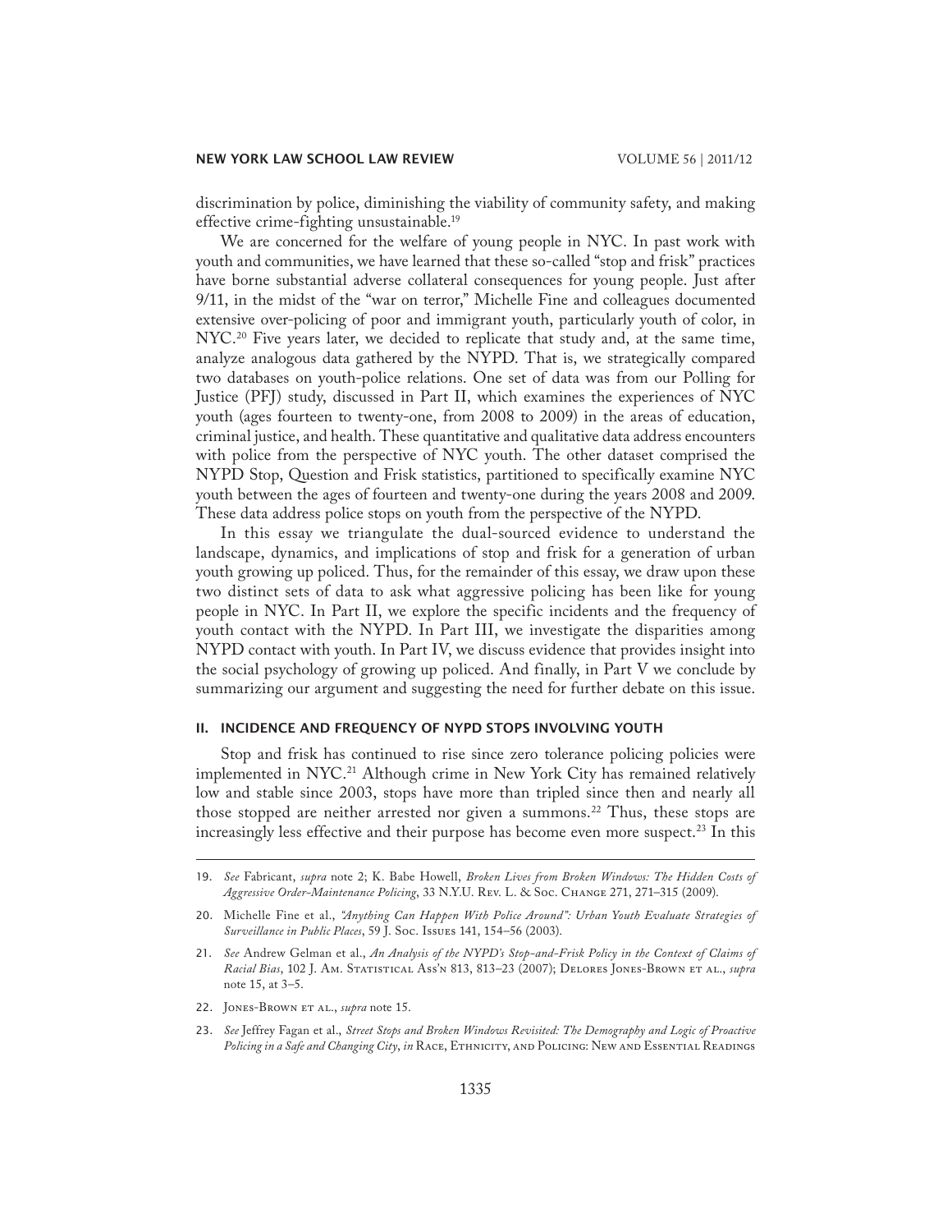discrimination by police, diminishing the viability of community safety, and making effective crime-fighting unsustainable.[19]

We are concerned for the welfare of young people in NYC. In past work with youth and communities, we have learned that these so-called "stop and frisk" practices have borne substantial adverse collateral consequences for young people. Just after 9/11, in the midst of the "war on terror," Michelle Fine and colleagues documented extensive over-policing of poor and immigrant youth, particularly youth of color, in NYC.[20] Five years later, we decided to replicate that study and, at the same time, analyze analogous data gathered by the NYPD. That is, we strategically compared two databases on youth-police relations. One set of data was from our Polling for Justice (PFJ) study, discussed in Part II, which examines the experiences of NYC youth (ages fourteen to twenty-one, from 2008 to 2009) in the areas of education, criminal justice, and health. These quantitative and qualitative data address encounters with police from the perspective of NYC youth. The other dataset comprised the NYPD Stop, Question and Frisk statistics, partitioned to specifically examine NYC youth between the ages of fourteen and twenty-one during the years 2008 and 2009. These data address police stops on youth from the perspective of the NYPD.

In this essay we triangulate the dual-sourced evidence to understand the landscape, dynamics, and implications of stop and frisk for a generation of urban youth growing up policed. Thus, for the remainder of this essay, we draw upon these two distinct sets of data to ask what aggressive policing has been like for young people in NYC. In Part II, we explore the specific incidents and the frequency of youth contact with the NYPD. In Part III, we investigate the disparities among NYPD contact with youth. In Part IV, we discuss evidence that provides insight into the social psychology of growing up policed. And finally, in Part V we conclude by summarizing our argument and suggesting the need for further debate on this issue.

## II. INCIDENCE AND FREQUENCY OF NYPD STOPS INVOLVING YOUTH

Stop and frisk has continued to rise since zero tolerance policing policies were implemented in NYC.[21] Although crime in New York City has remained relatively low and stable since 2003, stops have more than tripled since then and nearly all those stopped are neither arrested nor given a summons.[22] Thus, these stops are increasingly less effective and their purpose has become even more suspect.[23] In this

---

19. *See* Fabricant, *supra* note 2; K. Babe Howell, *Broken Lives from Broken Windows: The Hidden Costs of Aggressive Order-Maintenance Policing*, 33 N.Y.U. Rev. L. & Soc. Change 271, 271–315 (2009).

20. Michelle Fine et al., *"Anything Can Happen With Police Around": Urban Youth Evaluate Strategies of Surveillance in Public Places*, 59 J. Soc. Issues 141, 154–56 (2003).

21. *See* Andrew Gelman et al., *An Analysis of the NYPD's Stop-and-Frisk Policy in the Context of Claims of Racial Bias*, 102 J. Am. Statistical Ass'n 813, 813–23 (2007); Delores Jones-Brown et al., *supra* note 15, at 3–5.

22. Jones-Brown et al., *supra* note 15.

23. *See* Jeffrey Fagan et al., *Street Stops and Broken Windows Revisited: The Demography and Logic of Proactive Policing in a Safe and Changing City*, *in* Race, Ethnicity, and Policing: New and Essential Readings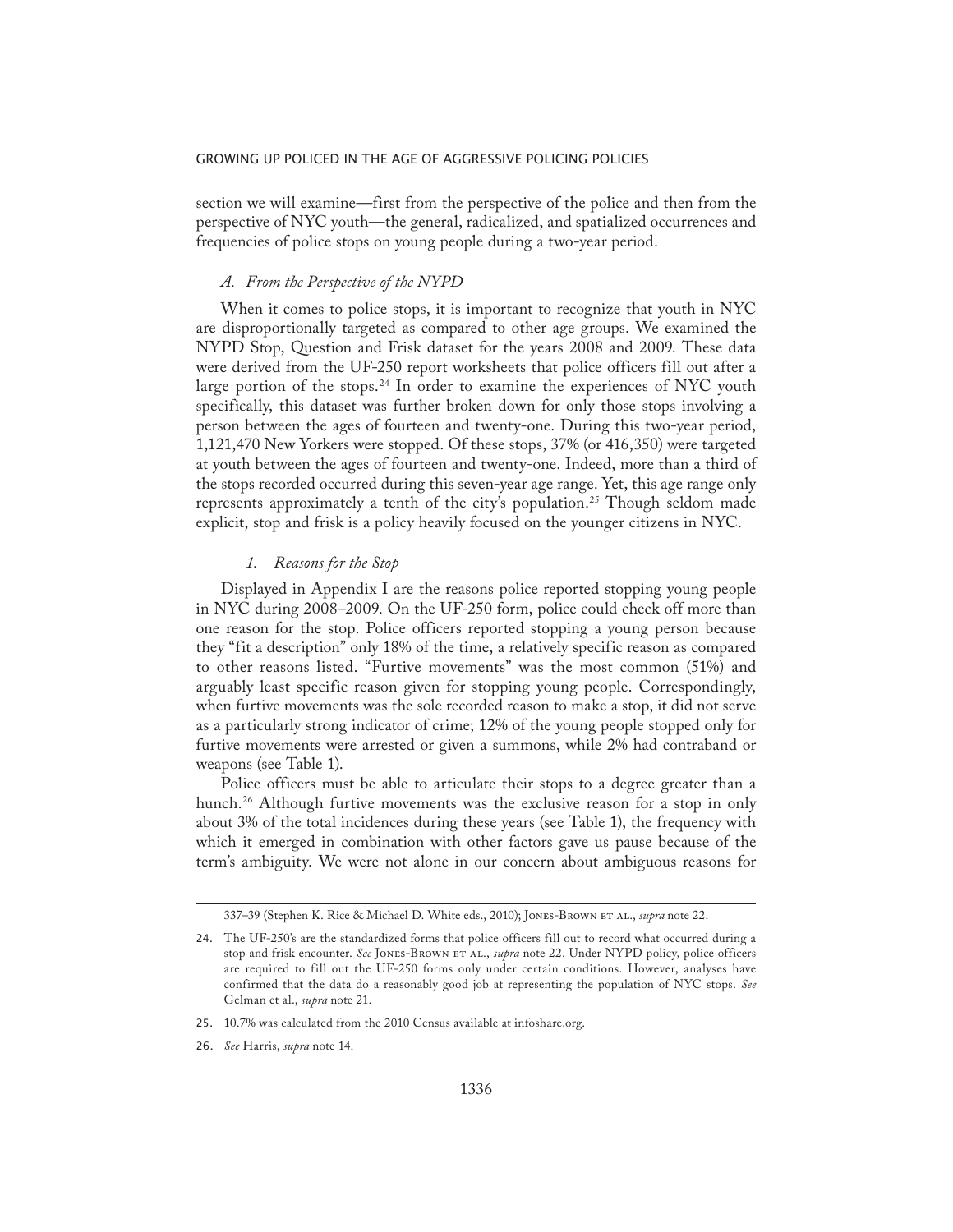section we will examine—first from the perspective of the police and then from the perspective of NYC youth—the general, radicalized, and spatialized occurrences and frequencies of police stops on young people during a two-year period.

### *A. From the Perspective of the NYPD*

When it comes to police stops, it is important to recognize that youth in NYC are disproportionally targeted as compared to other age groups. We examined the NYPD Stop, Question and Frisk dataset for the years 2008 and 2009. These data were derived from the UF-250 report worksheets that police officers fill out after a large portion of the stops.[24] In order to examine the experiences of NYC youth specifically, this dataset was further broken down for only those stops involving a person between the ages of fourteen and twenty-one. During this two-year period, 1,121,470 New Yorkers were stopped. Of these stops, 37% (or 416,350) were targeted at youth between the ages of fourteen and twenty-one. Indeed, more than a third of the stops recorded occurred during this seven-year age range. Yet, this age range only represents approximately a tenth of the city's population.[25] Though seldom made explicit, stop and frisk is a policy heavily focused on the younger citizens in NYC.

#### *1. Reasons for the Stop*

Displayed in Appendix I are the reasons police reported stopping young people in NYC during 2008–2009. On the UF-250 form, police could check off more than one reason for the stop. Police officers reported stopping a young person because they "fit a description" only 18% of the time, a relatively specific reason as compared to other reasons listed. "Furtive movements" was the most common (51%) and arguably least specific reason given for stopping young people. Correspondingly, when furtive movements was the sole recorded reason to make a stop, it did not serve as a particularly strong indicator of crime; 12% of the young people stopped only for furtive movements were arrested or given a summons, while 2% had contraband or weapons (see Table 1).

Police officers must be able to articulate their stops to a degree greater than a hunch.[26] Although furtive movements was the exclusive reason for a stop in only about 3% of the total incidences during these years (see Table 1), the frequency with which it emerged in combination with other factors gave us pause because of the term's ambiguity. We were not alone in our concern about ambiguous reasons for

---

337–39 (Stephen K. Rice & Michael D. White eds., 2010); Jones-Brown et al., *supra* note 22.

24. The UF-250's are the standardized forms that police officers fill out to record what occurred during a stop and frisk encounter. *See* Jones-Brown et al., *supra* note 22. Under NYPD policy, police officers are required to fill out the UF-250 forms only under certain conditions. However, analyses have confirmed that the data do a reasonably good job at representing the population of NYC stops. *See* Gelman et al., *supra* note 21.

25. 10.7% was calculated from the 2010 Census available at infoshare.org.

26. *See* Harris, *supra* note 14.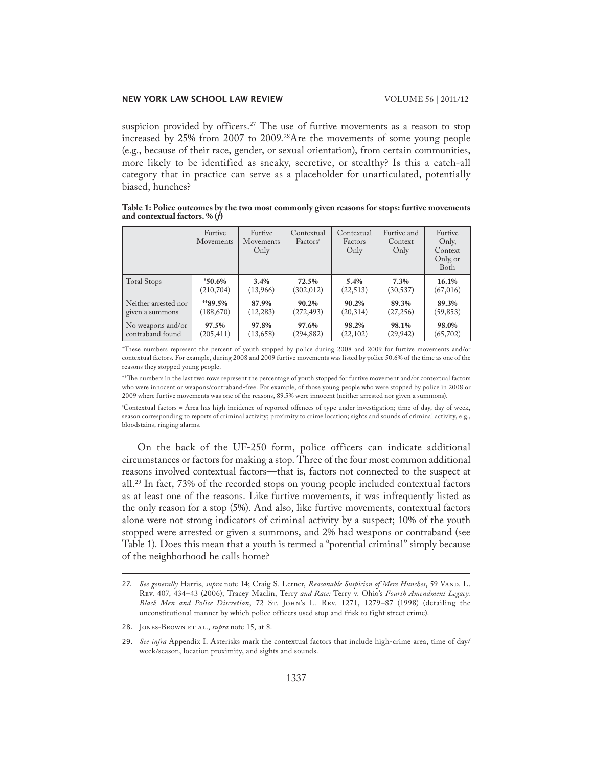suspicion provided by officers.[27] The use of furtive movements as a reason to stop increased by 25% from 2007 to 2009.[28] Are the movements of some young people (e.g., because of their race, gender, or sexual orientation), from certain communities, more likely to be identified as sneaky, secretive, or stealthy? Is this a catch-all category that in practice can serve as a placeholder for unarticulated, potentially biased, hunches?

**Table 1: Police outcomes by the two most commonly given reasons for stops: furtive movements and contextual factors. % (*f*)**

| | Furtive Movements | Furtive Movements Only | Contextual Factors[a] | Contextual Factors Only | Furtive and Context Only | Furtive Only, Context Only, or Both |
|---|---|---|---|---|---|---|
| Total Stops | ***50.6%** (210,704) | **3.4%** (13,966) | **72.5%** (302,012) | **5.4%** (22,513) | **7.3%** (30,537) | **16.1%** (67,016) |
| Neither arrested nor given a summons | ****89.5%** (188,670) | **87.9%** (12,283) | **90.2%** (272,493) | **90.2%** (20,314) | **89.3%** (27,256) | **89.3%** (59,853) |
| No weapons and/or contraband found | **97.5%** (205,411) | **97.8%** (13,658) | **97.6%** (294,882) | **98.2%** (22,102) | **98.1%** (29,942) | **98.0%** (65,702) |

*These numbers represent the percent of youth stopped by police during 2008 and 2009 for furtive movements and/or contextual factors. For example, during 2008 and 2009 furtive movements was listed by police 50.6% of the time as one of the reasons they stopped young people.

**The numbers in the last two rows represent the percentage of youth stopped for furtive movement and/or contextual factors who were innocent or weapons/contraband-free. For example, of those young people who were stopped by police in 2008 or 2009 where furtive movements was one of the reasons, 89.5% were innocent (neither arrested nor given a summons).

[a]Contextual factors = Area has high incidence of reported offences of type under investigation; time of day, day of week, season corresponding to reports of criminal activity; proximity to crime location; sights and sounds of criminal activity, e.g., bloodstains, ringing alarms.

On the back of the UF-250 form, police officers can indicate additional circumstances or factors for making a stop. Three of the four most common additional reasons involved contextual factors—that is, factors not connected to the suspect at all.[29] In fact, 73% of the recorded stops on young people included contextual factors as at least one of the reasons. Like furtive movements, it was infrequently listed as the only reason for a stop (5%). And also, like furtive movements, contextual factors alone were not strong indicators of criminal activity by a suspect; 10% of the youth stopped were arrested or given a summons, and 2% had weapons or contraband (see Table 1). Does this mean that a youth is termed a "potential criminal" simply because of the neighborhood he calls home?

---

27. *See generally* Harris, *supra* note 14; Craig S. Lerner, *Reasonable Suspicion of Mere Hunches*, 59 Vand. L. Rev. 407, 434–43 (2006); Tracey Maclin, *Terry and Race:* Terry v. Ohio's *Fourth Amendment Legacy: Black Men and Police Discretion*, 72 St. John's L. Rev. 1271, 1279–87 (1998) (detailing the unconstitutional manner by which police officers used stop and frisk to fight street crime).

28. Jones-Brown et al., *supra* note 15, at 8.

29. *See infra* Appendix I. Asterisks mark the contextual factors that include high-crime area, time of day/week/season, location proximity, and sights and sounds.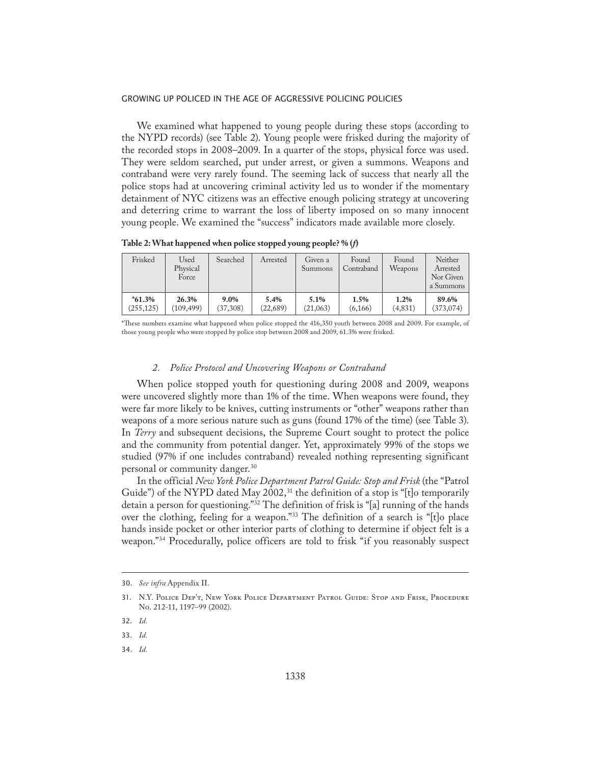We examined what happened to young people during these stops (according to the NYPD records) (see Table 2). Young people were frisked during the majority of the recorded stops in 2008–2009. In a quarter of the stops, physical force was used. They were seldom searched, put under arrest, or given a summons. Weapons and contraband were very rarely found. The seeming lack of success that nearly all the police stops had at uncovering criminal activity led us to wonder if the momentary detainment of NYC citizens was an effective enough policing strategy at uncovering and deterring crime to warrant the loss of liberty imposed on so many innocent young people. We examined the "success" indicators made available more closely.

**Table 2: What happened when police stopped young people? % (*f*)**

| Frisked | Used Physical Force | Searched | Arrested | Given a Summons | Found Contraband | Found Weapons | Neither Arrested Nor Given a Summons |
|---|---|---|---|---|---|---|---|
| ***61.3%** (255,125) | **26.3%** (109,499) | **9.0%** (37,308) | **5.4%** (22,689) | **5.1%** (21,063) | **1.5%** (6,166) | **1.2%** (4,831) | **89.6%** (373,074) |

*These numbers examine what happened when police stopped the 416,350 youth between 2008 and 2009. For example, of those young people who were stopped by police stop between 2008 and 2009, 61.3% were frisked.

### *2. Police Protocol and Uncovering Weapons or Contraband*

When police stopped youth for questioning during 2008 and 2009, weapons were uncovered slightly more than 1% of the time. When weapons were found, they were far more likely to be knives, cutting instruments or "other" weapons rather than weapons of a more serious nature such as guns (found 17% of the time) (see Table 3). In *Terry* and subsequent decisions, the Supreme Court sought to protect the police and the community from potential danger. Yet, approximately 99% of the stops we studied (97% if one includes contraband) revealed nothing representing significant personal or community danger.[30]

In the official *New York Police Department Patrol Guide: Stop and Frisk* (the "Patrol Guide") of the NYPD dated May 2002,[31] the definition of a stop is "[t]o temporarily detain a person for questioning."[32] The definition of frisk is "[a] running of the hands over the clothing, feeling for a weapon."[33] The definition of a search is "[t]o place hands inside pocket or other interior parts of clothing to determine if object felt is a weapon."[34] Procedurally, police officers are told to frisk "if you reasonably suspect

30. *See infra* Appendix II.

31. N.Y. Police Dep't, New York Police Department Patrol Guide: Stop and Frisk, Procedure No. 212-11, 1197–99 (2002).

32. *Id.*

33. *Id.*

34. *Id.*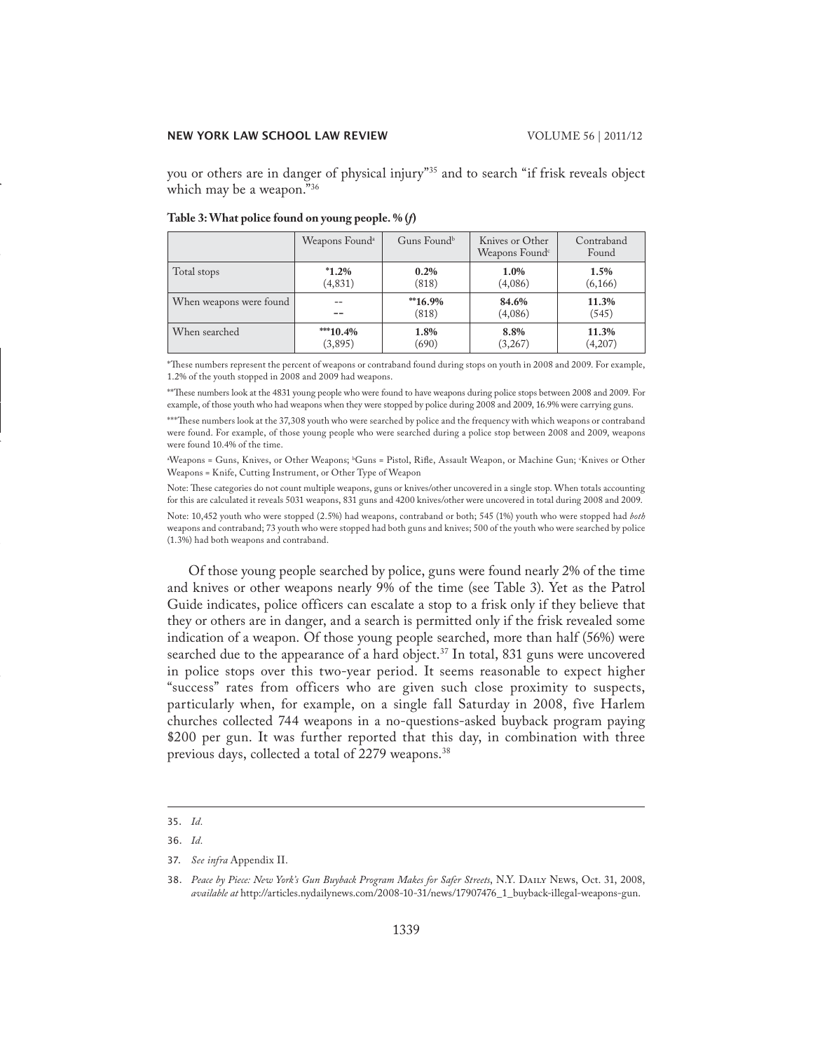you or others are in danger of physical injury"[35] and to search "if frisk reveals object which may be a weapon."[36]

**Table 3: What police found on young people. % (*f*)**

| | Weapons Found[a] | Guns Found[b] | Knives or Other Weapons Found[c] | Contraband Found |
|---|---|---|---|---|
| Total stops | **\*1.2%** (4,831) | **0.2%** (818) | **1.0%** (4,086) | **1.5%** (6,166) |
| When weapons were found | -- -- | **\*\*16.9%** (818) | **84.6%** (4,086) | **11.3%** (545) |
| When searched | **\*\*\*10.4%** (3,895) | **1.8%** (690) | **8.8%** (3,267) | **11.3%** (4,207) |

*These numbers represent the percent of weapons or contraband found during stops on youth in 2008 and 2009. For example, 1.2% of the youth stopped in 2008 and 2009 had weapons.

**These numbers look at the 4831 young people who were found to have weapons during police stops between 2008 and 2009. For example, of those youth who had weapons when they were stopped by police during 2008 and 2009, 16.9% were carrying guns.

***These numbers look at the 37,308 youth who were searched by police and the frequency with which weapons or contraband were found. For example, of those young people who were searched during a police stop between 2008 and 2009, weapons were found 10.4% of the time.

[a]Weapons = Guns, Knives, or Other Weapons; [b]Guns = Pistol, Rifle, Assault Weapon, or Machine Gun; [c]Knives or Other Weapons = Knife, Cutting Instrument, or Other Type of Weapon

Note: These categories do not count multiple weapons, guns or knives/other uncovered in a single stop. When totals accounting for this are calculated it reveals 5031 weapons, 831 guns and 4200 knives/other were uncovered in total during 2008 and 2009.

Note: 10,452 youth who were stopped (2.5%) had weapons, contraband or both; 545 (1%) youth who were stopped had *both* weapons and contraband; 73 youth who were stopped had both guns and knives; 500 of the youth who were searched by police (1.3%) had both weapons and contraband.

Of those young people searched by police, guns were found nearly 2% of the time and knives or other weapons nearly 9% of the time (see Table 3). Yet as the Patrol Guide indicates, police officers can escalate a stop to a frisk only if they believe that they or others are in danger, and a search is permitted only if the frisk revealed some indication of a weapon. Of those young people searched, more than half (56%) were searched due to the appearance of a hard object.[37] In total, 831 guns were uncovered in police stops over this two-year period. It seems reasonable to expect higher "success" rates from officers who are given such close proximity to suspects, particularly when, for example, on a single fall Saturday in 2008, five Harlem churches collected 744 weapons in a no-questions-asked buyback program paying $200 per gun. It was further reported that this day, in combination with three previous days, collected a total of 2279 weapons.[38]

---

35. *Id.*

36. *Id.*

37. *See infra* Appendix II.

38. *Peace by Piece: New York's Gun Buyback Program Makes for Safer Streets*, N.Y. Daily News, Oct. 31, 2008, *available at* http://articles.nydailynews.com/2008-10-31/news/17907476_1_buyback-illegal-weapons-gun.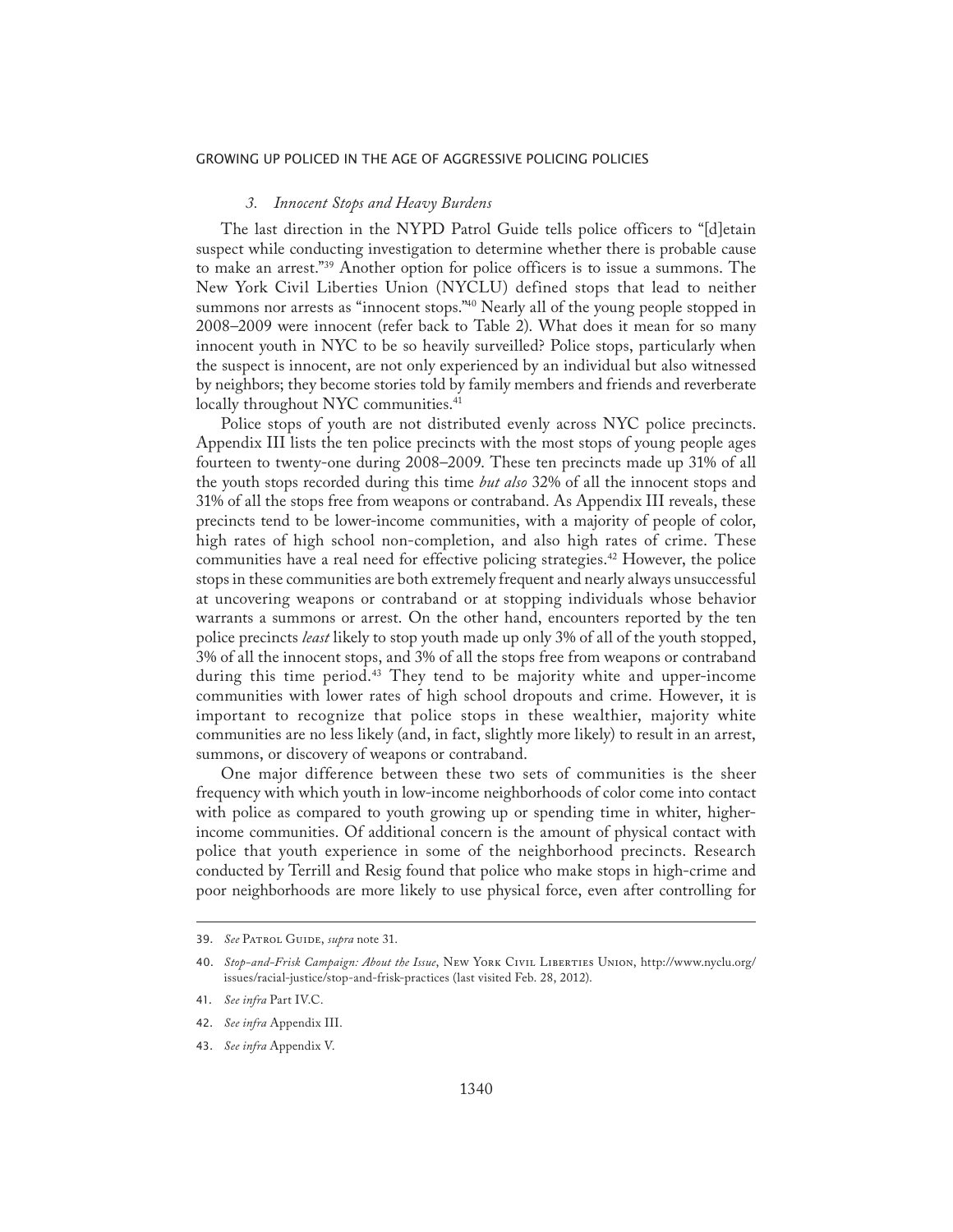### *3. Innocent Stops and Heavy Burdens*

The last direction in the NYPD Patrol Guide tells police officers to "[d]etain suspect while conducting investigation to determine whether there is probable cause to make an arrest."[39] Another option for police officers is to issue a summons. The New York Civil Liberties Union (NYCLU) defined stops that lead to neither summons nor arrests as "innocent stops."[40] Nearly all of the young people stopped in 2008–2009 were innocent (refer back to Table 2). What does it mean for so many innocent youth in NYC to be so heavily surveilled? Police stops, particularly when the suspect is innocent, are not only experienced by an individual but also witnessed by neighbors; they become stories told by family members and friends and reverberate locally throughout NYC communities.[41]

Police stops of youth are not distributed evenly across NYC police precincts. Appendix III lists the ten police precincts with the most stops of young people ages fourteen to twenty-one during 2008–2009. These ten precincts made up 31% of all the youth stops recorded during this time *but also* 32% of all the innocent stops and 31% of all the stops free from weapons or contraband. As Appendix III reveals, these precincts tend to be lower-income communities, with a majority of people of color, high rates of high school non-completion, and also high rates of crime. These communities have a real need for effective policing strategies.[42] However, the police stops in these communities are both extremely frequent and nearly always unsuccessful at uncovering weapons or contraband or at stopping individuals whose behavior warrants a summons or arrest. On the other hand, encounters reported by the ten police precincts *least* likely to stop youth made up only 3% of all of the youth stopped, 3% of all the innocent stops, and 3% of all the stops free from weapons or contraband during this time period.[43] They tend to be majority white and upper-income communities with lower rates of high school dropouts and crime. However, it is important to recognize that police stops in these wealthier, majority white communities are no less likely (and, in fact, slightly more likely) to result in an arrest, summons, or discovery of weapons or contraband.

One major difference between these two sets of communities is the sheer frequency with which youth in low-income neighborhoods of color come into contact with police as compared to youth growing up or spending time in whiter, higher-income communities. Of additional concern is the amount of physical contact with police that youth experience in some of the neighborhood precincts. Research conducted by Terrill and Resig found that police who make stops in high-crime and poor neighborhoods are more likely to use physical force, even after controlling for

---

39. *See* Patrol Guide, *supra* note 31.

40. *Stop-and-Frisk Campaign: About the Issue*, New York Civil Liberties Union, http://www.nyclu.org/issues/racial-justice/stop-and-frisk-practices (last visited Feb. 28, 2012).

41. *See infra* Part IV.C.

42. *See infra* Appendix III.

43. *See infra* Appendix V.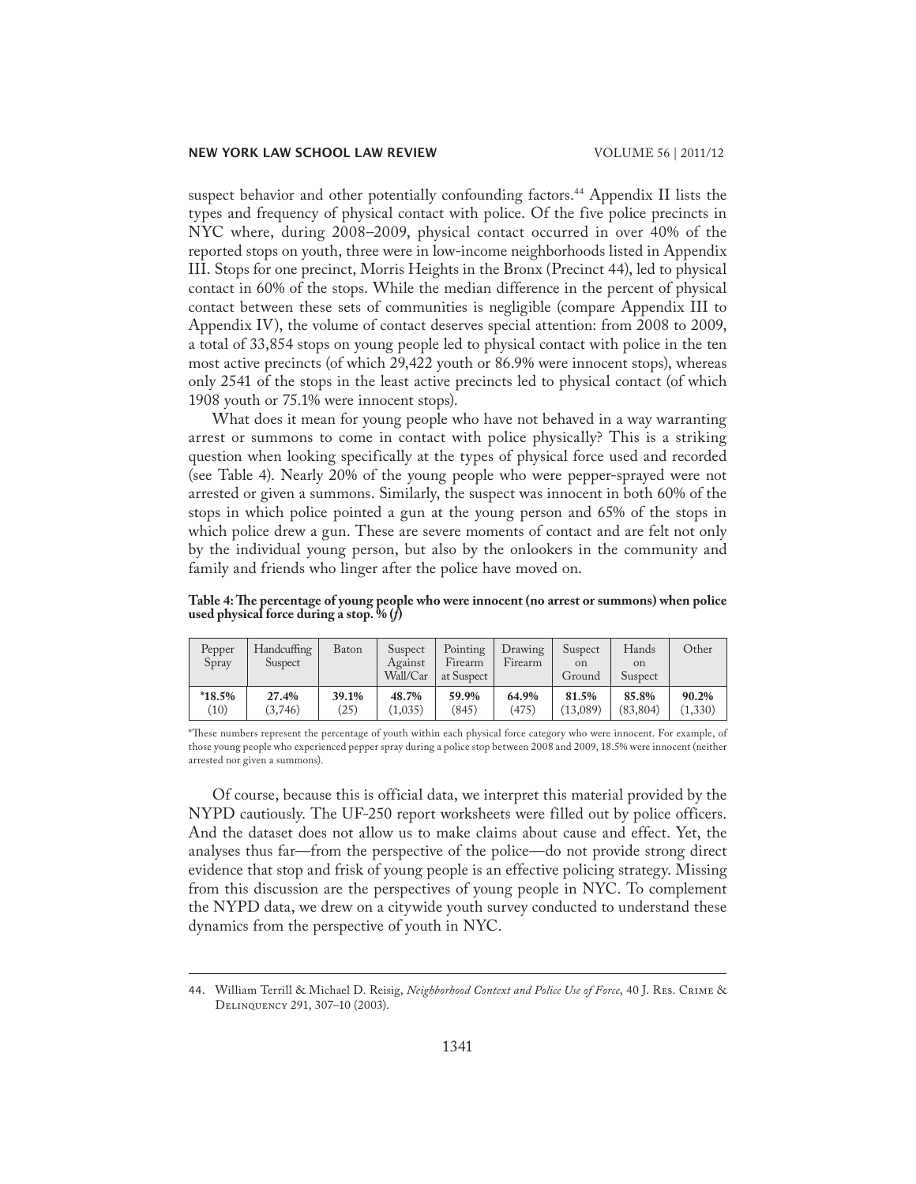suspect behavior and other potentially confounding factors.[44] Appendix II lists the types and frequency of physical contact with police. Of the five police precincts in NYC where, during 2008–2009, physical contact occurred in over 40% of the reported stops on youth, three were in low-income neighborhoods listed in Appendix III. Stops for one precinct, Morris Heights in the Bronx (Precinct 44), led to physical contact in 60% of the stops. While the median difference in the percent of physical contact between these sets of communities is negligible (compare Appendix III to Appendix IV), the volume of contact deserves special attention: from 2008 to 2009, a total of 33,854 stops on young people led to physical contact with police in the ten most active precincts (of which 29,422 youth or 86.9% were innocent stops), whereas only 2541 of the stops in the least active precincts led to physical contact (of which 1908 youth or 75.1% were innocent stops).

What does it mean for young people who have not behaved in a way warranting arrest or summons to come in contact with police physically? This is a striking question when looking specifically at the types of physical force used and recorded (see Table 4). Nearly 20% of the young people who were pepper-sprayed were not arrested or given a summons. Similarly, the suspect was innocent in both 60% of the stops in which police pointed a gun at the young person and 65% of the stops in which police drew a gun. These are severe moments of contact and are felt not only by the individual young person, but also by the onlookers in the community and family and friends who linger after the police have moved on.

**Table 4: The percentage of young people who were innocent (no arrest or summons) when police used physical force during a stop. % (*f*)**

| Pepper Spray | Handcuffing Suspect | Baton | Suspect Against Wall/Car | Pointing Firearm at Suspect | Drawing Firearm | Suspect on Ground | Hands on Suspect | Other |
|---|---|---|---|---|---|---|---|---|
| **\*18.5%** (10) | **27.4%** (3,746) | **39.1%** (25) | **48.7%** (1,035) | **59.9%** (845) | **64.9%** (475) | **81.5%** (13,089) | **85.8%** (83,804) | **90.2%** (1,330) |

\*These numbers represent the percentage of youth within each physical force category who were innocent. For example, of those young people who experienced pepper spray during a police stop between 2008 and 2009, 18.5% were innocent (neither arrested nor given a summons).

Of course, because this is official data, we interpret this material provided by the NYPD cautiously. The UF-250 report worksheets were filled out by police officers. And the dataset does not allow us to make claims about cause and effect. Yet, the analyses thus far—from the perspective of the police—do not provide strong direct evidence that stop and frisk of young people is an effective policing strategy. Missing from this discussion are the perspectives of young people in NYC. To complement the NYPD data, we drew on a citywide youth survey conducted to understand these dynamics from the perspective of youth in NYC.

---

44. William Terrill & Michael D. Reisig, *Neighborhood Context and Police Use of Force*, 40 J. Res. Crime & Delinquency 291, 307–10 (2003).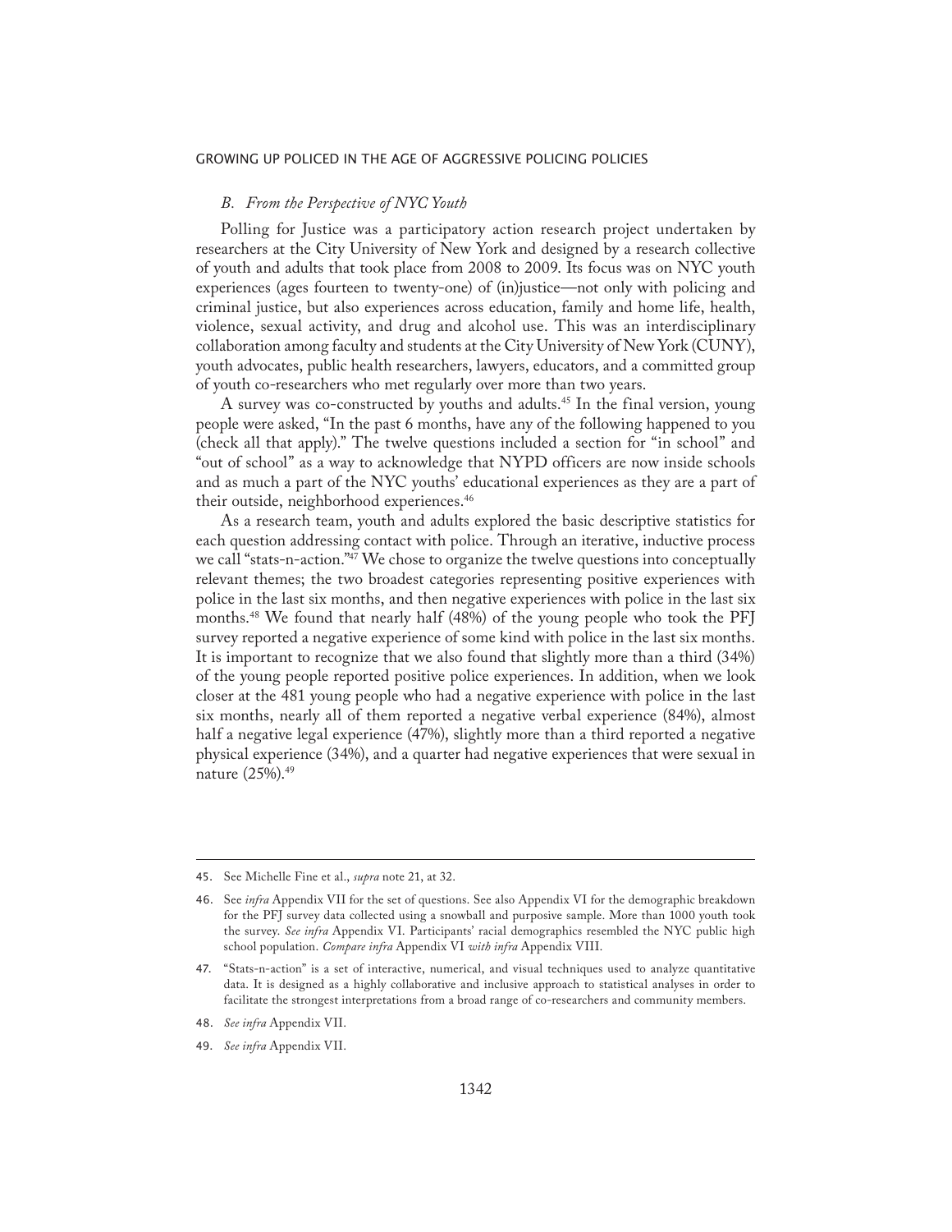### *B. From the Perspective of NYC Youth*

Polling for Justice was a participatory action research project undertaken by researchers at the City University of New York and designed by a research collective of youth and adults that took place from 2008 to 2009. Its focus was on NYC youth experiences (ages fourteen to twenty-one) of (in)justice—not only with policing and criminal justice, but also experiences across education, family and home life, health, violence, sexual activity, and drug and alcohol use. This was an interdisciplinary collaboration among faculty and students at the City University of New York (CUNY), youth advocates, public health researchers, lawyers, educators, and a committed group of youth co-researchers who met regularly over more than two years.

A survey was co-constructed by youths and adults.[45] In the final version, young people were asked, "In the past 6 months, have any of the following happened to you (check all that apply)." The twelve questions included a section for "in school" and "out of school" as a way to acknowledge that NYPD officers are now inside schools and as much a part of the NYC youths' educational experiences as they are a part of their outside, neighborhood experiences.[46]

As a research team, youth and adults explored the basic descriptive statistics for each question addressing contact with police. Through an iterative, inductive process we call "stats-n-action."[47] We chose to organize the twelve questions into conceptually relevant themes; the two broadest categories representing positive experiences with police in the last six months, and then negative experiences with police in the last six months.[48] We found that nearly half (48%) of the young people who took the PFJ survey reported a negative experience of some kind with police in the last six months. It is important to recognize that we also found that slightly more than a third (34%) of the young people reported positive police experiences. In addition, when we look closer at the 481 young people who had a negative experience with police in the last six months, nearly all of them reported a negative verbal experience (84%), almost half a negative legal experience (47%), slightly more than a third reported a negative physical experience (34%), and a quarter had negative experiences that were sexual in nature (25%).[49]

---

45. See Michelle Fine et al., *supra* note 21, at 32.

46. See *infra* Appendix VII for the set of questions. See also Appendix VI for the demographic breakdown for the PFJ survey data collected using a snowball and purposive sample. More than 1000 youth took the survey. *See infra* Appendix VI. Participants' racial demographics resembled the NYC public high school population. *Compare infra* Appendix VI *with infra* Appendix VIII.

47. "Stats-n-action" is a set of interactive, numerical, and visual techniques used to analyze quantitative data. It is designed as a highly collaborative and inclusive approach to statistical analyses in order to facilitate the strongest interpretations from a broad range of co-researchers and community members.

48. *See infra* Appendix VII.

49. *See infra* Appendix VII.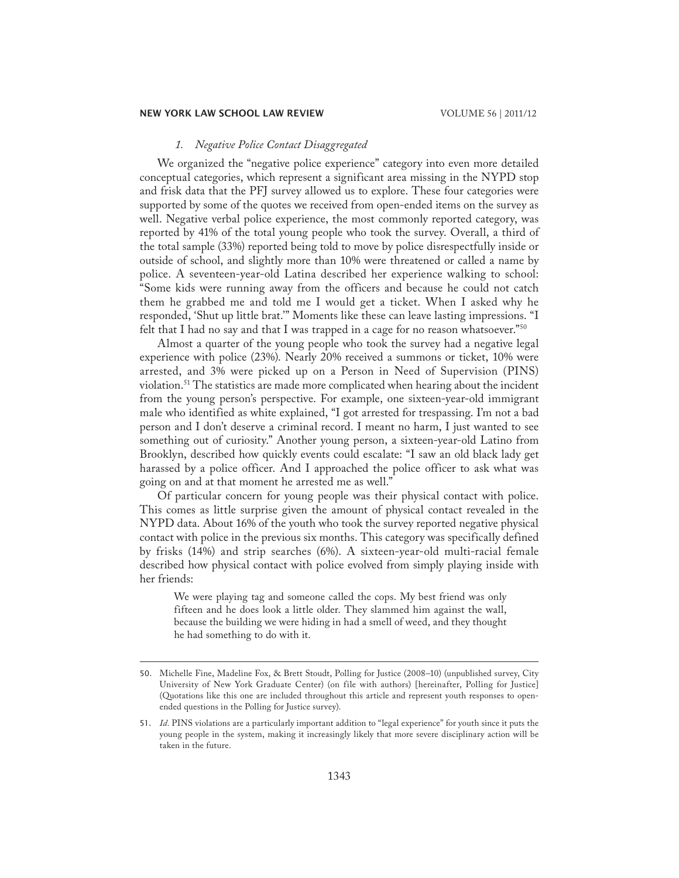### *1. Negative Police Contact Disaggregated*

We organized the "negative police experience" category into even more detailed conceptual categories, which represent a significant area missing in the NYPD stop and frisk data that the PFJ survey allowed us to explore. These four categories were supported by some of the quotes we received from open-ended items on the survey as well. Negative verbal police experience, the most commonly reported category, was reported by 41% of the total young people who took the survey. Overall, a third of the total sample (33%) reported being told to move by police disrespectfully inside or outside of school, and slightly more than 10% were threatened or called a name by police. A seventeen-year-old Latina described her experience walking to school: "Some kids were running away from the officers and because he could not catch them he grabbed me and told me I would get a ticket. When I asked why he responded, 'Shut up little brat.'" Moments like these can leave lasting impressions. "I felt that I had no say and that I was trapped in a cage for no reason whatsoever."[50]

Almost a quarter of the young people who took the survey had a negative legal experience with police (23%). Nearly 20% received a summons or ticket, 10% were arrested, and 3% were picked up on a Person in Need of Supervision (PINS) violation.[51] The statistics are made more complicated when hearing about the incident from the young person's perspective. For example, one sixteen-year-old immigrant male who identified as white explained, "I got arrested for trespassing. I'm not a bad person and I don't deserve a criminal record. I meant no harm, I just wanted to see something out of curiosity." Another young person, a sixteen-year-old Latino from Brooklyn, described how quickly events could escalate: "I saw an old black lady get harassed by a police officer. And I approached the police officer to ask what was going on and at that moment he arrested me as well."

Of particular concern for young people was their physical contact with police. This comes as little surprise given the amount of physical contact revealed in the NYPD data. About 16% of the youth who took the survey reported negative physical contact with police in the previous six months. This category was specifically defined by frisks (14%) and strip searches (6%). A sixteen-year-old multi-racial female described how physical contact with police evolved from simply playing inside with her friends:

> We were playing tag and someone called the cops. My best friend was only fifteen and he does look a little older. They slammed him against the wall, because the building we were hiding in had a smell of weed, and they thought he had something to do with it.

---

50. Michelle Fine, Madeline Fox, & Brett Stoudt, Polling for Justice (2008–10) (unpublished survey, City University of New York Graduate Center) (on file with authors) [hereinafter, Polling for Justice] (Quotations like this one are included throughout this article and represent youth responses to open-ended questions in the Polling for Justice survey).

51. *Id.* PINS violations are a particularly important addition to "legal experience" for youth since it puts the young people in the system, making it increasingly likely that more severe disciplinary action will be taken in the future.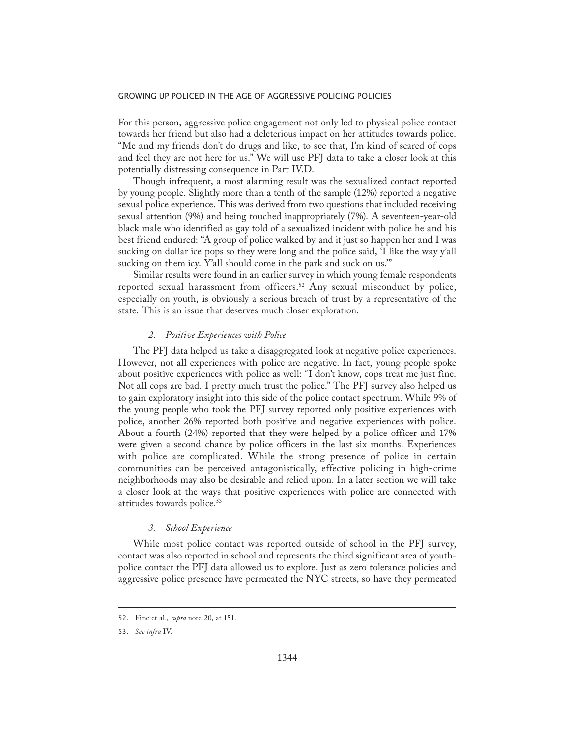For this person, aggressive police engagement not only led to physical police contact towards her friend but also had a deleterious impact on her attitudes towards police. "Me and my friends don't do drugs and like, to see that, I'm kind of scared of cops and feel they are not here for us." We will use PFJ data to take a closer look at this potentially distressing consequence in Part IV.D.

Though infrequent, a most alarming result was the sexualized contact reported by young people. Slightly more than a tenth of the sample (12%) reported a negative sexual police experience. This was derived from two questions that included receiving sexual attention (9%) and being touched inappropriately (7%). A seventeen-year-old black male who identified as gay told of a sexualized incident with police he and his best friend endured: "A group of police walked by and it just so happen her and I was sucking on dollar ice pops so they were long and the police said, 'I like the way y'all sucking on them icy. Y'all should come in the park and suck on us.'"

Similar results were found in an earlier survey in which young female respondents reported sexual harassment from officers.[52] Any sexual misconduct by police, especially on youth, is obviously a serious breach of trust by a representative of the state. This is an issue that deserves much closer exploration.

### *2. Positive Experiences with Police*

The PFJ data helped us take a disaggregated look at negative police experiences. However, not all experiences with police are negative. In fact, young people spoke about positive experiences with police as well: "I don't know, cops treat me just fine. Not all cops are bad. I pretty much trust the police." The PFJ survey also helped us to gain exploratory insight into this side of the police contact spectrum. While 9% of the young people who took the PFJ survey reported only positive experiences with police, another 26% reported both positive and negative experiences with police. About a fourth (24%) reported that they were helped by a police officer and 17% were given a second chance by police officers in the last six months. Experiences with police are complicated. While the strong presence of police in certain communities can be perceived antagonistically, effective policing in high-crime neighborhoods may also be desirable and relied upon. In a later section we will take a closer look at the ways that positive experiences with police are connected with attitudes towards police.[53]

### *3. School Experience*

While most police contact was reported outside of school in the PFJ survey, contact was also reported in school and represents the third significant area of youth-police contact the PFJ data allowed us to explore. Just as zero tolerance policies and aggressive police presence have permeated the NYC streets, so have they permeated

---

52. Fine et al., *supra* note 20, at 151.

53. *See infra* IV.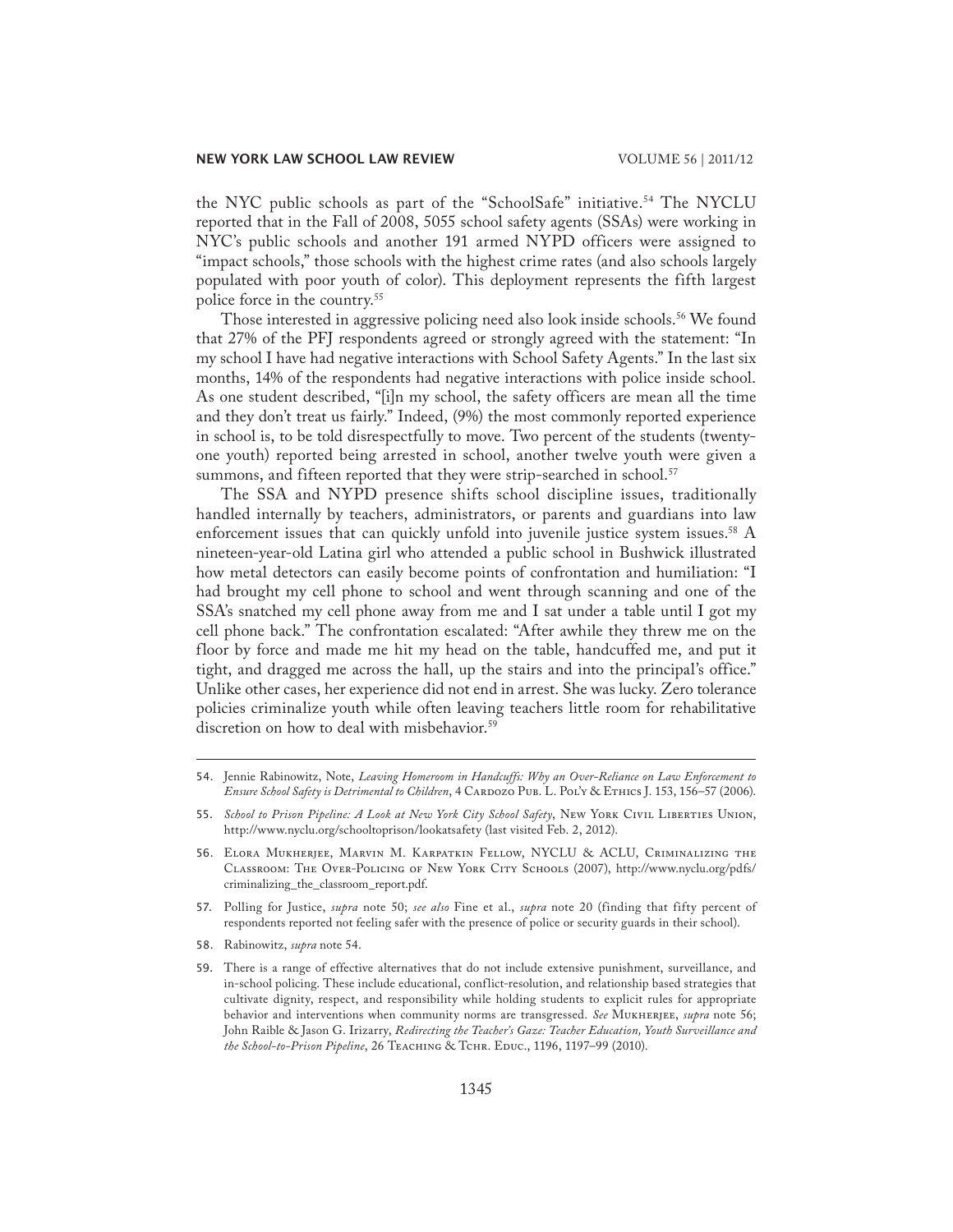the NYC public schools as part of the "SchoolSafe" initiative.[54] The NYCLU reported that in the Fall of 2008, 5055 school safety agents (SSAs) were working in NYC's public schools and another 191 armed NYPD officers were assigned to "impact schools," those schools with the highest crime rates (and also schools largely populated with poor youth of color). This deployment represents the fifth largest police force in the country.[55]

Those interested in aggressive policing need also look inside schools.[56] We found that 27% of the PFJ respondents agreed or strongly agreed with the statement: "In my school I have had negative interactions with School Safety Agents." In the last six months, 14% of the respondents had negative interactions with police inside school. As one student described, "[i]n my school, the safety officers are mean all the time and they don't treat us fairly." Indeed, (9%) the most commonly reported experience in school is, to be told disrespectfully to move. Two percent of the students (twenty-one youth) reported being arrested in school, another twelve youth were given a summons, and fifteen reported that they were strip-searched in school.[57]

The SSA and NYPD presence shifts school discipline issues, traditionally handled internally by teachers, administrators, or parents and guardians into law enforcement issues that can quickly unfold into juvenile justice system issues.[58] A nineteen-year-old Latina girl who attended a public school in Bushwick illustrated how metal detectors can easily become points of confrontation and humiliation: "I had brought my cell phone to school and went through scanning and one of the SSA's snatched my cell phone away from me and I sat under a table until I got my cell phone back." The confrontation escalated: "After awhile they threw me on the floor by force and made me hit my head on the table, handcuffed me, and put it tight, and dragged me across the hall, up the stairs and into the principal's office." Unlike other cases, her experience did not end in arrest. She was lucky. Zero tolerance policies criminalize youth while often leaving teachers little room for rehabilitative discretion on how to deal with misbehavior.[59]

---

54. Jennie Rabinowitz, Note, *Leaving Homeroom in Handcuffs: Why an Over-Reliance on Law Enforcement to Ensure School Safety is Detrimental to Children*, 4 Cardozo Pub. L. Pol'y & Ethics J. 153, 156–57 (2006).

55. *School to Prison Pipeline: A Look at New York City School Safety*, New York Civil Liberties Union, http://www.nyclu.org/schooltoprison/lookatsafety (last visited Feb. 2, 2012).

56. Elora Mukherjee, Marvin M. Karpatkin Fellow, NYCLU & ACLU, Criminalizing the Classroom: The Over-Policing of New York City Schools (2007), http://www.nyclu.org/pdfs/criminalizing_the_classroom_report.pdf.

57. Polling for Justice, *supra* note 50; *see also* Fine et al., *supra* note 20 (finding that fifty percent of respondents reported not feeling safer with the presence of police or security guards in their school).

58. Rabinowitz, *supra* note 54.

59. There is a range of effective alternatives that do not include extensive punishment, surveillance, and in-school policing. These include educational, conflict-resolution, and relationship based strategies that cultivate dignity, respect, and responsibility while holding students to explicit rules for appropriate behavior and interventions when community norms are transgressed. *See* Mukherjee, *supra* note 56; John Raible & Jason G. Irizarry, *Redirecting the Teacher's Gaze: Teacher Education, Youth Surveillance and the School-to-Prison Pipeline*, 26 Teaching & Tchr. Educ., 1196, 1197–99 (2010).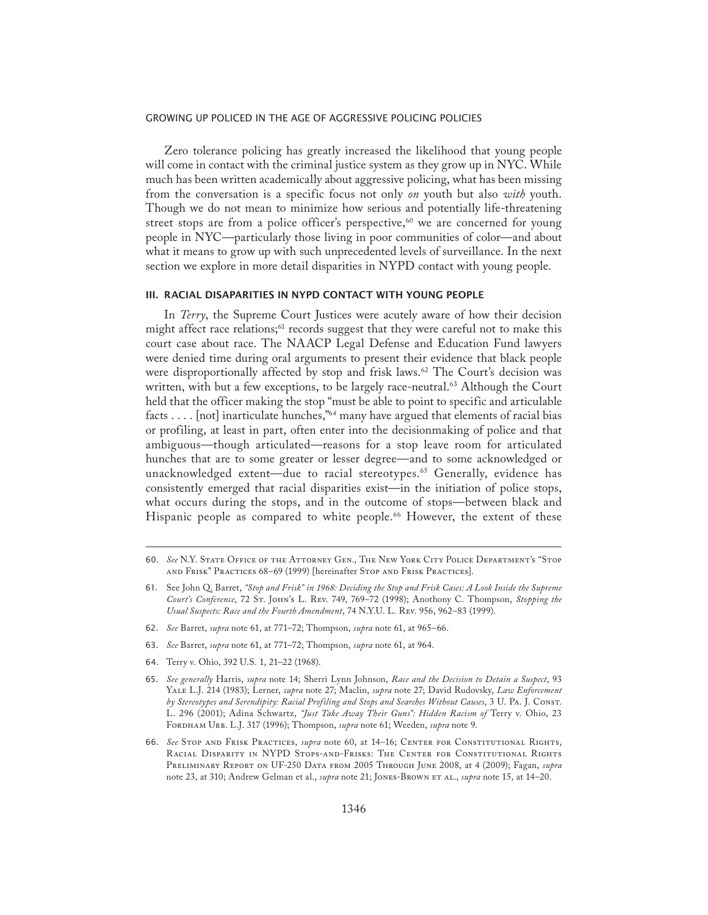Zero tolerance policing has greatly increased the likelihood that young people will come in contact with the criminal justice system as they grow up in NYC. While much has been written academically about aggressive policing, what has been missing from the conversation is a specific focus not only *on* youth but also *with* youth. Though we do not mean to minimize how serious and potentially life-threatening street stops are from a police officer's perspective,[60] we are concerned for young people in NYC—particularly those living in poor communities of color—and about what it means to grow up with such unprecedented levels of surveillance. In the next section we explore in more detail disparities in NYPD contact with young people.

## III. RACIAL DISPARITIES IN NYPD CONTACT WITH YOUNG PEOPLE

In *Terry*, the Supreme Court Justices were acutely aware of how their decision might affect race relations;[61] records suggest that they were careful not to make this court case about race. The NAACP Legal Defense and Education Fund lawyers were denied time during oral arguments to present their evidence that black people were disproportionally affected by stop and frisk laws.[62] The Court's decision was written, with but a few exceptions, to be largely race-neutral.[63] Although the Court held that the officer making the stop "must be able to point to specific and articulable facts . . . . [not] inarticulate hunches,"[64] many have argued that elements of racial bias or profiling, at least in part, often enter into the decisionmaking of police and that ambiguous—though articulated—reasons for a stop leave room for articulated hunches that are to some greater or lesser degree—and to some acknowledged or unacknowledged extent—due to racial stereotypes.[65] Generally, evidence has consistently emerged that racial disparities exist—in the initiation of police stops, what occurs during the stops, and in the outcome of stops—between black and Hispanic people as compared to white people.[66] However, the extent of these

---

60. *See* N.Y. State Office of the Attorney Gen., The New York City Police Department's "Stop and Frisk" Practices 68–69 (1999) [hereinafter Stop and Frisk Practices].

61. See John Q. Barret, *"Stop and Frisk" in 1968: Deciding the Stop and Frisk Cases: A Look Inside the Supreme Court's Conference*, 72 St. John's L. Rev. 749, 769–72 (1998); Anothony C. Thompson, *Stopping the Usual Suspects: Race and the Fourth Amendment*, 74 N.Y.U. L. Rev. 956, 962–83 (1999).

62. *See* Barret, *supra* note 61, at 771–72; Thompson, *supra* note 61, at 965–66.

63. *See* Barret, *supra* note 61, at 771–72; Thompson, *supra* note 61, at 964.

64. Terry v. Ohio, 392 U.S. 1, 21–22 (1968).

65. *See generally* Harris, *supra* note 14; Sherri Lynn Johnson, *Race and the Decision to Detain a Suspect*, 93 Yale L.J. 214 (1983); Lerner, *supra* note 27; Maclin, *supra* note 27; David Rudovsky, *Law Enforcement by Stereotypes and Serendipity: Racial Profiling and Stops and Searches Without Causes*, 3 U. Pa. J. Const. L. 296 (2001); Adina Schwartz, *"Just Take Away Their Guns": Hidden Racism of* Terry v. Ohio, 23 Fordham Urb. L.J. 317 (1996); Thompson, *supra* note 61; Weeden, *supra* note 9.

66. *See* Stop and Frisk Practices, *supra* note 60, at 14–16; Center for Constitutional Rights, Racial Disparity in NYPD Stops-and-Frisks: The Center for Constitutional Rights Preliminary Report on UF-250 Data from 2005 Through June 2008, at 4 (2009); Fagan, *supra* note 23, at 310; Andrew Gelman et al., *supra* note 21; Jones-Brown et al., *supra* note 15, at 14–20.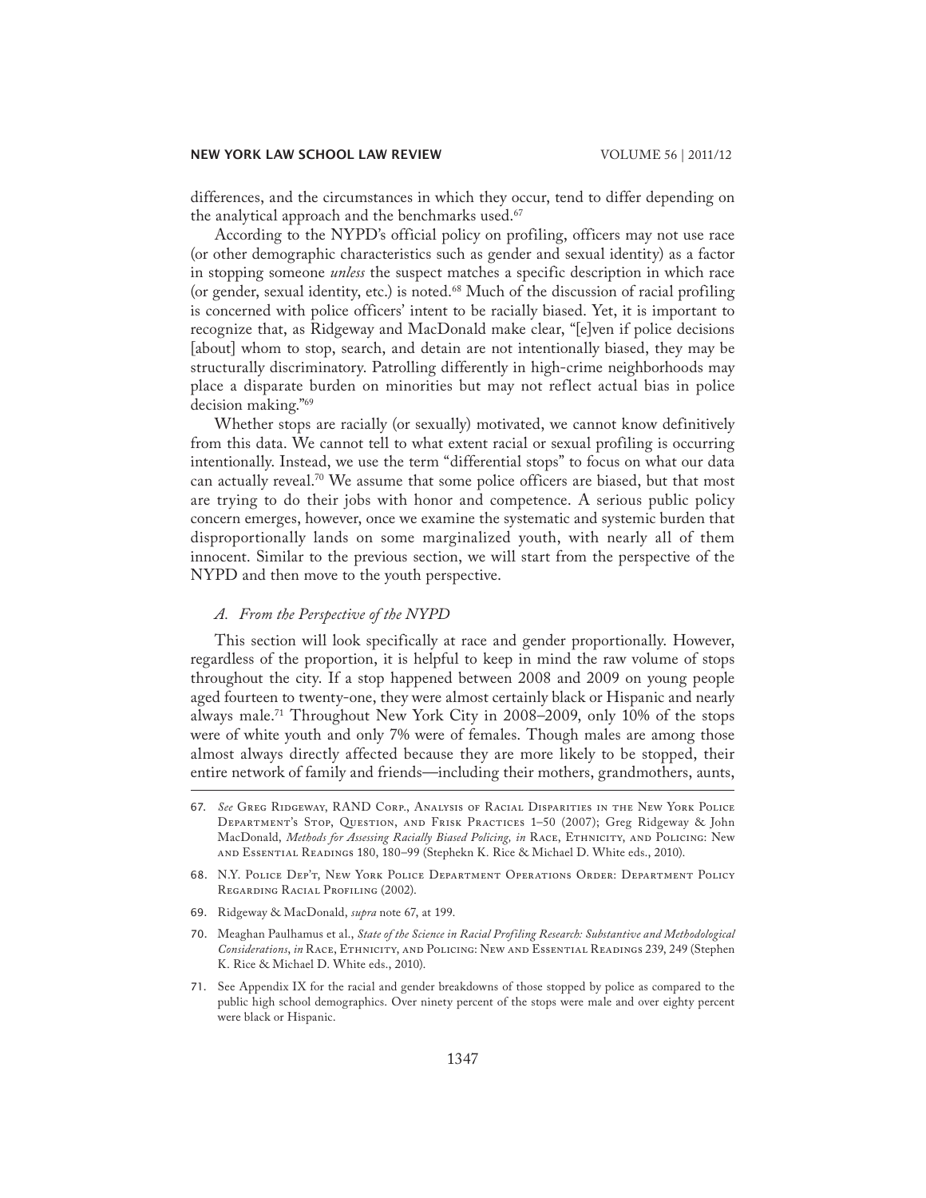differences, and the circumstances in which they occur, tend to differ depending on the analytical approach and the benchmarks used.[67]

According to the NYPD's official policy on profiling, officers may not use race (or other demographic characteristics such as gender and sexual identity) as a factor in stopping someone *unless* the suspect matches a specific description in which race (or gender, sexual identity, etc.) is noted.[68] Much of the discussion of racial profiling is concerned with police officers' intent to be racially biased. Yet, it is important to recognize that, as Ridgeway and MacDonald make clear, "[e]ven if police decisions [about] whom to stop, search, and detain are not intentionally biased, they may be structurally discriminatory. Patrolling differently in high-crime neighborhoods may place a disparate burden on minorities but may not reflect actual bias in police decision making."[69]

Whether stops are racially (or sexually) motivated, we cannot know definitively from this data. We cannot tell to what extent racial or sexual profiling is occurring intentionally. Instead, we use the term "differential stops" to focus on what our data can actually reveal.[70] We assume that some police officers are biased, but that most are trying to do their jobs with honor and competence. A serious public policy concern emerges, however, once we examine the systematic and systemic burden that disproportionally lands on some marginalized youth, with nearly all of them innocent. Similar to the previous section, we will start from the perspective of the NYPD and then move to the youth perspective.

### *A. From the Perspective of the NYPD*

This section will look specifically at race and gender proportionally. However, regardless of the proportion, it is helpful to keep in mind the raw volume of stops throughout the city. If a stop happened between 2008 and 2009 on young people aged fourteen to twenty-one, they were almost certainly black or Hispanic and nearly always male.[71] Throughout New York City in 2008–2009, only 10% of the stops were of white youth and only 7% were of females. Though males are among those almost always directly affected because they are more likely to be stopped, their entire network of family and friends—including their mothers, grandmothers, aunts,

---

67. *See* Greg Ridgeway, RAND Corp., Analysis of Racial Disparities in the New York Police Department's Stop, Question, and Frisk Practices 1–50 (2007); Greg Ridgeway & John MacDonald, *Methods for Assessing Racially Biased Policing, in* Race, Ethnicity, and Policing: New and Essential Readings 180, 180–99 (Stephekn K. Rice & Michael D. White eds., 2010).

68. N.Y. Police Dep't, New York Police Department Operations Order: Department Policy Regarding Racial Profiling (2002).

69. Ridgeway & MacDonald, *supra* note 67, at 199.

70. Meaghan Paulhamus et al., *State of the Science in Racial Profiling Research: Substantive and Methodological Considerations*, *in* Race, Ethnicity, and Policing: New and Essential Readings 239, 249 (Stephen K. Rice & Michael D. White eds., 2010).

71. See Appendix IX for the racial and gender breakdowns of those stopped by police as compared to the public high school demographics. Over ninety percent of the stops were male and over eighty percent were black or Hispanic.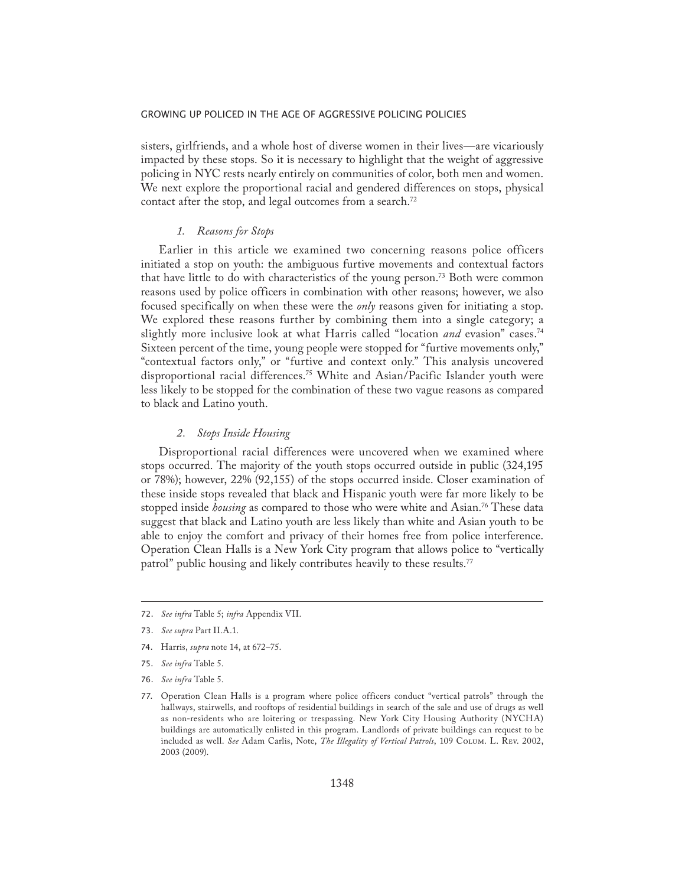sisters, girlfriends, and a whole host of diverse women in their lives—are vicariously impacted by these stops. So it is necessary to highlight that the weight of aggressive policing in NYC rests nearly entirely on communities of color, both men and women. We next explore the proportional racial and gendered differences on stops, physical contact after the stop, and legal outcomes from a search.[72]

### *1. Reasons for Stops*

Earlier in this article we examined two concerning reasons police officers initiated a stop on youth: the ambiguous furtive movements and contextual factors that have little to do with characteristics of the young person.[73] Both were common reasons used by police officers in combination with other reasons; however, we also focused specifically on when these were the *only* reasons given for initiating a stop. We explored these reasons further by combining them into a single category; a slightly more inclusive look at what Harris called "location *and* evasion" cases.[74] Sixteen percent of the time, young people were stopped for "furtive movements only," "contextual factors only," or "furtive and context only." This analysis uncovered disproportional racial differences.[75] White and Asian/Pacific Islander youth were less likely to be stopped for the combination of these two vague reasons as compared to black and Latino youth.

### *2. Stops Inside Housing*

Disproportional racial differences were uncovered when we examined where stops occurred. The majority of the youth stops occurred outside in public (324,195 or 78%); however, 22% (92,155) of the stops occurred inside. Closer examination of these inside stops revealed that black and Hispanic youth were far more likely to be stopped inside *housing* as compared to those who were white and Asian.[76] These data suggest that black and Latino youth are less likely than white and Asian youth to be able to enjoy the comfort and privacy of their homes free from police interference. Operation Clean Halls is a New York City program that allows police to "vertically patrol" public housing and likely contributes heavily to these results.[77]

---

72. *See infra* Table 5; *infra* Appendix VII.

73. *See supra* Part II.A.1.

74. Harris, *supra* note 14, at 672–75.

75. *See infra* Table 5.

76. *See infra* Table 5.

77. Operation Clean Halls is a program where police officers conduct "vertical patrols" through the hallways, stairwells, and rooftops of residential buildings in search of the sale and use of drugs as well as non-residents who are loitering or trespassing. New York City Housing Authority (NYCHA) buildings are automatically enlisted in this program. Landlords of private buildings can request to be included as well. *See* Adam Carlis, Note, *The Illegality of Vertical Patrols*, 109 Colum. L. Rev. 2002, 2003 (2009).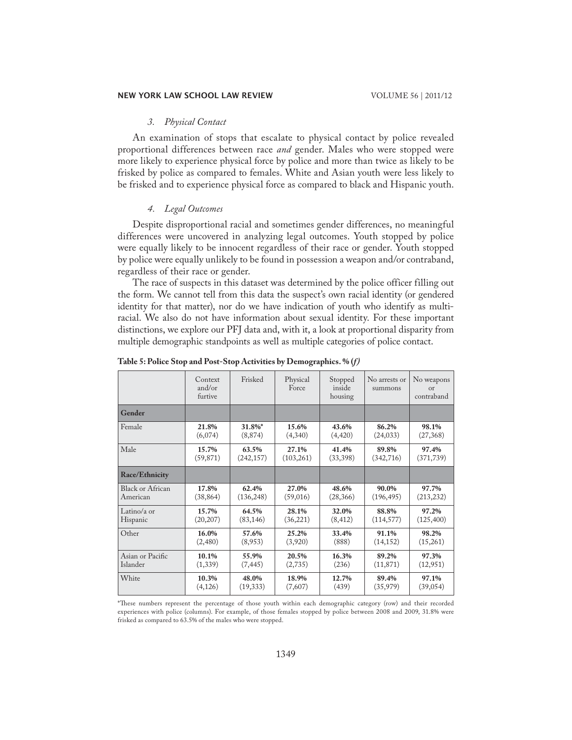### *3. Physical Contact*

An examination of stops that escalate to physical contact by police revealed proportional differences between race *and* gender. Males who were stopped were more likely to experience physical force by police and more than twice as likely to be frisked by police as compared to females. White and Asian youth were less likely to be frisked and to experience physical force as compared to black and Hispanic youth.

### *4. Legal Outcomes*

Despite disproportional racial and sometimes gender differences, no meaningful differences were uncovered in analyzing legal outcomes. Youth stopped by police were equally likely to be innocent regardless of their race or gender. Youth stopped by police were equally unlikely to be found in possession a weapon and/or contraband, regardless of their race or gender.

The race of suspects in this dataset was determined by the police officer filling out the form. We cannot tell from this data the suspect's own racial identity (or gendered identity for that matter), nor do we have indication of youth who identify as multi-racial. We also do not have information about sexual identity. For these important distinctions, we explore our PFJ data and, with it, a look at proportional disparity from multiple demographic standpoints as well as multiple categories of police contact.

**Table 5: Police Stop and Post-Stop Activities by Demographics. % (*f*)**

| | Context and/or furtive | Frisked | Physical Force | Stopped inside housing | No arrests or summons | No weapons or contraband |
|---|---|---|---|---|---|---|
| **Gender** | | | | | | |
| Female | **21.8%** (6,074) | **31.8%*** (8,874) | **15.6%** (4,340) | **43.6%** (4,420) | **86.2%** (24,033) | **98.1%** (27,368) |
| Male | **15.7%** (59,871) | **63.5%** (242,157) | **27.1%** (103,261) | **41.4%** (33,398) | **89.8%** (342,716) | **97.4%** (371,739) |
| **Race/Ethnicity** | | | | | | |
| Black or African American | **17.8%** (38,864) | **62.4%** (136,248) | **27.0%** (59,016) | **48.6%** (28,366) | **90.0%** (196,495) | **97.7%** (213,232) |
| Latino/a or Hispanic | **15.7%** (20,207) | **64.5%** (83,146) | **28.1%** (36,221) | **32.0%** (8,412) | **88.8%** (114,577) | **97.2%** (125,400) |
| Other | **16.0%** (2,480) | **57.6%** (8,953) | **25.2%** (3,920) | **33.4%** (888) | **91.1%** (14,152) | **98.2%** (15,261) |
| Asian or Pacific Islander | **10.1%** (1,339) | **55.9%** (7,445) | **20.5%** (2,735) | **16.3%** (236) | **89.2%** (11,871) | **97.3%** (12,951) |
| White | **10.3%** (4,126) | **48.0%** (19,333) | **18.9%** (7,607) | **12.7%** (439) | **89.4%** (35,979) | **97.1%** (39,054) |

*These numbers represent the percentage of those youth within each demographic category (row) and their recorded experiences with police (columns). For example, of those females stopped by police between 2008 and 2009, 31.8% were frisked as compared to 63.5% of the males who were stopped.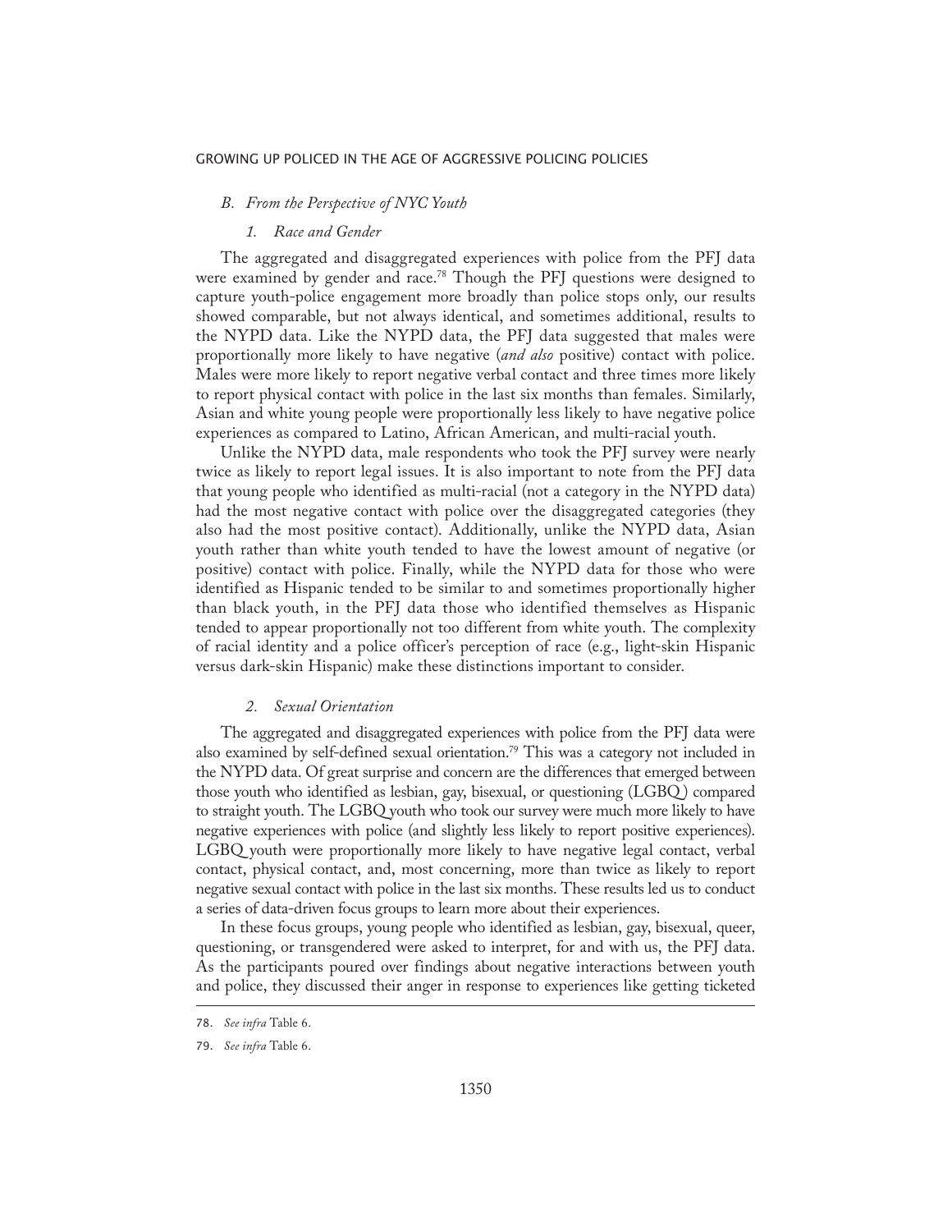### *B. From the Perspective of NYC Youth*

#### *1. Race and Gender*

The aggregated and disaggregated experiences with police from the PFJ data were examined by gender and race.[78] Though the PFJ questions were designed to capture youth-police engagement more broadly than police stops only, our results showed comparable, but not always identical, and sometimes additional, results to the NYPD data. Like the NYPD data, the PFJ data suggested that males were proportionally more likely to have negative (*and also* positive) contact with police. Males were more likely to report negative verbal contact and three times more likely to report physical contact with police in the last six months than females. Similarly, Asian and white young people were proportionally less likely to have negative police experiences as compared to Latino, African American, and multi-racial youth.

Unlike the NYPD data, male respondents who took the PFJ survey were nearly twice as likely to report legal issues. It is also important to note from the PFJ data that young people who identified as multi-racial (not a category in the NYPD data) had the most negative contact with police over the disaggregated categories (they also had the most positive contact). Additionally, unlike the NYPD data, Asian youth rather than white youth tended to have the lowest amount of negative (or positive) contact with police. Finally, while the NYPD data for those who were identified as Hispanic tended to be similar to and sometimes proportionally higher than black youth, in the PFJ data those who identified themselves as Hispanic tended to appear proportionally not too different from white youth. The complexity of racial identity and a police officer's perception of race (e.g., light-skin Hispanic versus dark-skin Hispanic) make these distinctions important to consider.

#### *2. Sexual Orientation*

The aggregated and disaggregated experiences with police from the PFJ data were also examined by self-defined sexual orientation.[79] This was a category not included in the NYPD data. Of great surprise and concern are the differences that emerged between those youth who identified as lesbian, gay, bisexual, or questioning (LGBQ) compared to straight youth. The LGBQ youth who took our survey were much more likely to have negative experiences with police (and slightly less likely to report positive experiences). LGBQ youth were proportionally more likely to have negative legal contact, verbal contact, physical contact, and, most concerning, more than twice as likely to report negative sexual contact with police in the last six months. These results led us to conduct a series of data-driven focus groups to learn more about their experiences.

In these focus groups, young people who identified as lesbian, gay, bisexual, queer, questioning, or transgendered were asked to interpret, for and with us, the PFJ data. As the participants poured over findings about negative interactions between youth and police, they discussed their anger in response to experiences like getting ticketed

---

78. *See infra* Table 6.

79. *See infra* Table 6.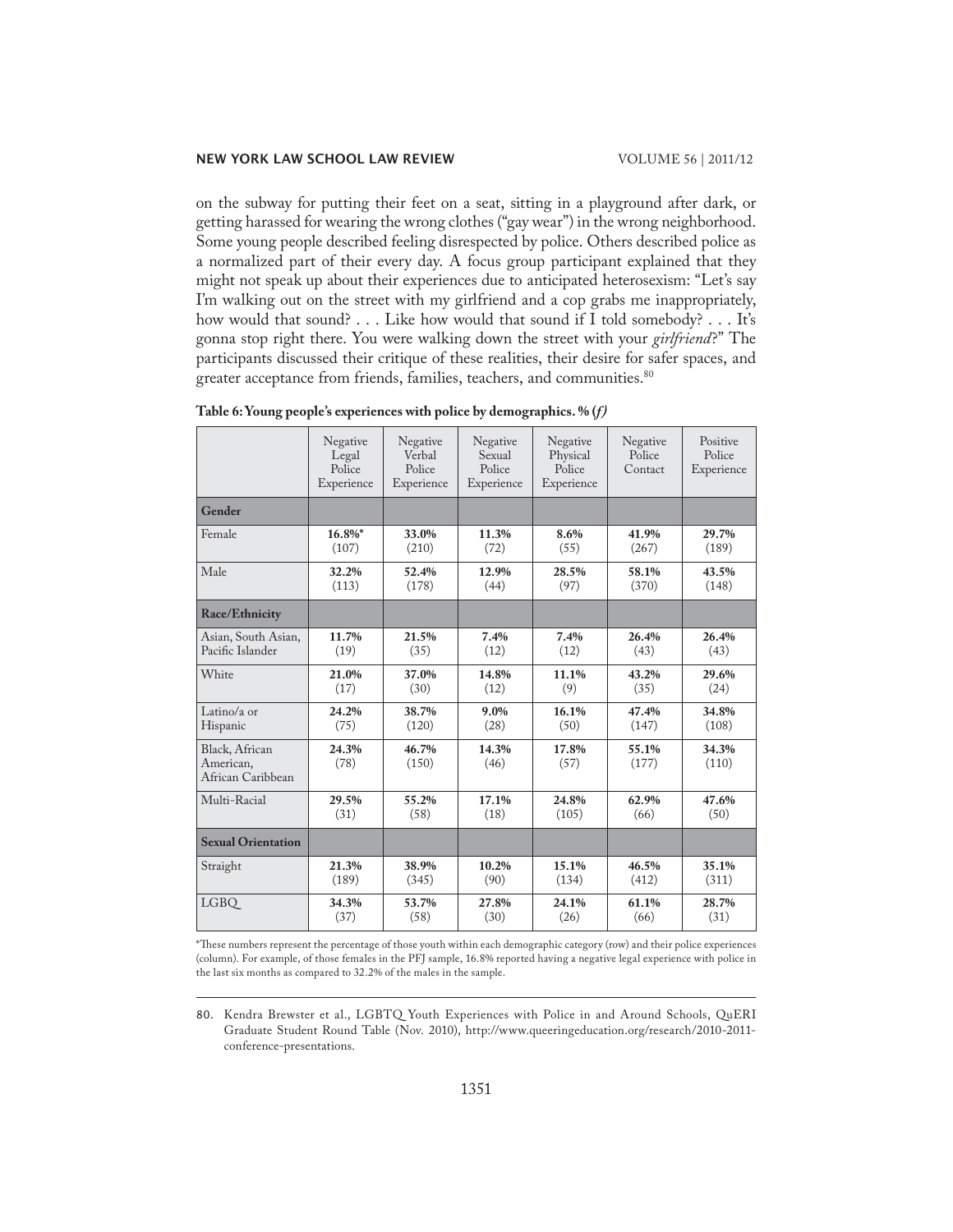on the subway for putting their feet on a seat, sitting in a playground after dark, or getting harassed for wearing the wrong clothes ("gay wear") in the wrong neighborhood. Some young people described feeling disrespected by police. Others described police as a normalized part of their every day. A focus group participant explained that they might not speak up about their experiences due to anticipated heterosexism: "Let's say I'm walking out on the street with my girlfriend and a cop grabs me inappropriately, how would that sound? . . . Like how would that sound if I told somebody? . . . It's gonna stop right there. You were walking down the street with your *girlfriend*?" The participants discussed their critique of these realities, their desire for safer spaces, and greater acceptance from friends, families, teachers, and communities.[80]

**Table 6: Young people's experiences with police by demographics. % (*f*)**

| | Negative Legal Police Experience | Negative Verbal Police Experience | Negative Sexual Police Experience | Negative Physical Police Experience | Negative Police Contact | Positive Police Experience |
|---|---|---|---|---|---|---|
| **Gender** | | | | | | |
| Female | **16.8%*** (107) | **33.0%** (210) | **11.3%** (72) | **8.6%** (55) | **41.9%** (267) | **29.7%** (189) |
| Male | **32.2%** (113) | **52.4%** (178) | **12.9%** (44) | **28.5%** (97) | **58.1%** (370) | **43.5%** (148) |
| **Race/Ethnicity** | | | | | | |
| Asian, South Asian, Pacific Islander | **11.7%** (19) | **21.5%** (35) | **7.4%** (12) | **7.4%** (12) | **26.4%** (43) | **26.4%** (43) |
| White | **21.0%** (17) | **37.0%** (30) | **14.8%** (12) | **11.1%** (9) | **43.2%** (35) | **29.6%** (24) |
| Latino/a or Hispanic | **24.2%** (75) | **38.7%** (120) | **9.0%** (28) | **16.1%** (50) | **47.4%** (147) | **34.8%** (108) |
| Black, African American, African Caribbean | **24.3%** (78) | **46.7%** (150) | **14.3%** (46) | **17.8%** (57) | **55.1%** (177) | **34.3%** (110) |
| Multi-Racial | **29.5%** (31) | **55.2%** (58) | **17.1%** (18) | **24.8%** (105) | **62.9%** (66) | **47.6%** (50) |
| **Sexual Orientation** | | | | | | |
| Straight | **21.3%** (189) | **38.9%** (345) | **10.2%** (90) | **15.1%** (134) | **46.5%** (412) | **35.1%** (311) |
| LGBQ | **34.3%** (37) | **53.7%** (58) | **27.8%** (30) | **24.1%** (26) | **61.1%** (66) | **28.7%** (31) |

*These numbers represent the percentage of those youth within each demographic category (row) and their police experiences (column). For example, of those females in the PFJ sample, 16.8% reported having a negative legal experience with police in the last six months as compared to 32.2% of the males in the sample.

80. Kendra Brewster et al., LGBTQ Youth Experiences with Police in and Around Schools, QuERI Graduate Student Round Table (Nov. 2010), http://www.queeringeducation.org/research/2010-2011-conference-presentations.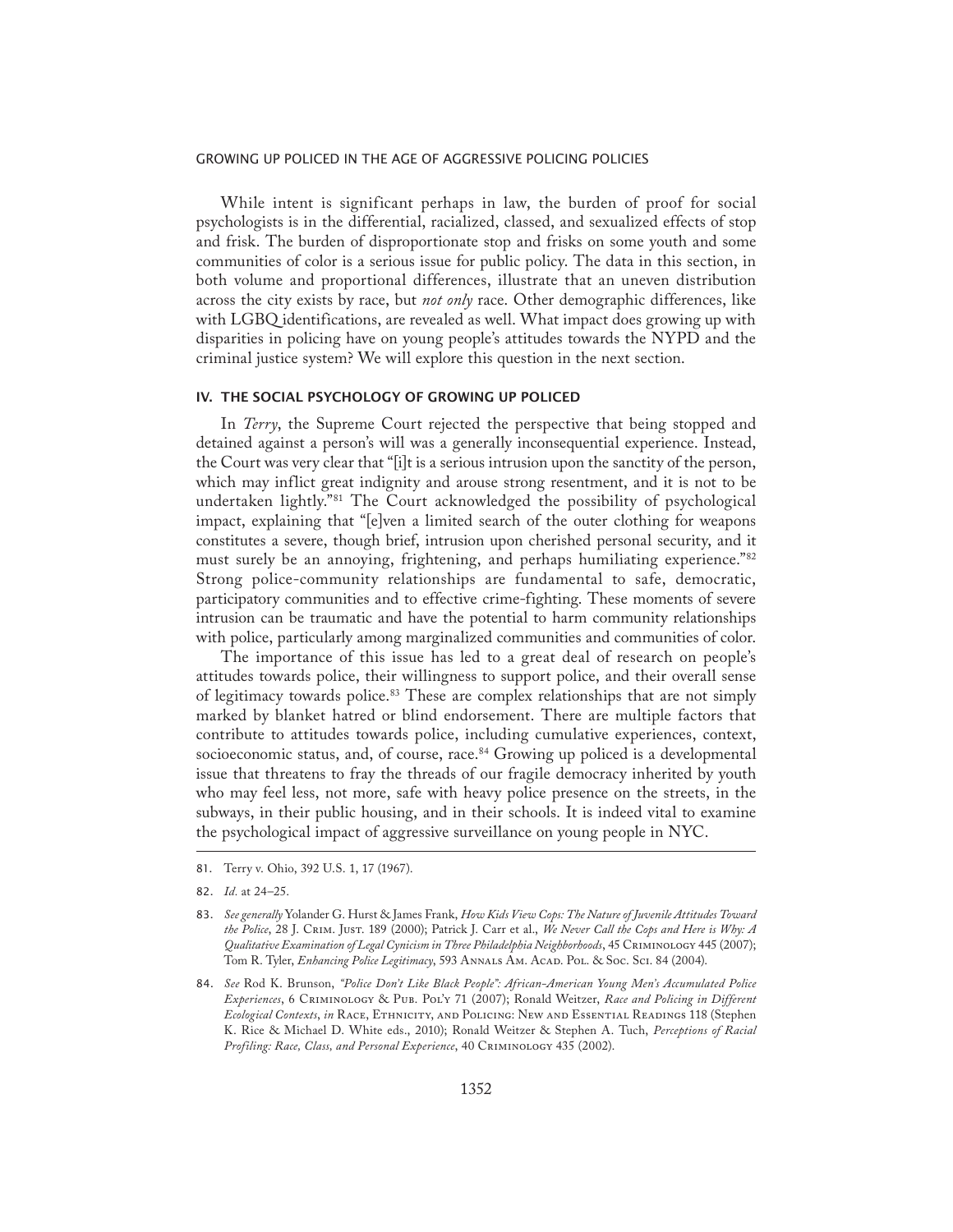While intent is significant perhaps in law, the burden of proof for social psychologists is in the differential, racialized, classed, and sexualized effects of stop and frisk. The burden of disproportionate stop and frisks on some youth and some communities of color is a serious issue for public policy. The data in this section, in both volume and proportional differences, illustrate that an uneven distribution across the city exists by race, but *not only* race. Other demographic differences, like with LGBQ identifications, are revealed as well. What impact does growing up with disparities in policing have on young people's attitudes towards the NYPD and the criminal justice system? We will explore this question in the next section.

## IV. THE SOCIAL PSYCHOLOGY OF GROWING UP POLICED

In *Terry*, the Supreme Court rejected the perspective that being stopped and detained against a person's will was a generally inconsequential experience. Instead, the Court was very clear that "[i]t is a serious intrusion upon the sanctity of the person, which may inflict great indignity and arouse strong resentment, and it is not to be undertaken lightly."[81] The Court acknowledged the possibility of psychological impact, explaining that "[e]ven a limited search of the outer clothing for weapons constitutes a severe, though brief, intrusion upon cherished personal security, and it must surely be an annoying, frightening, and perhaps humiliating experience."[82] Strong police-community relationships are fundamental to safe, democratic, participatory communities and to effective crime-fighting. These moments of severe intrusion can be traumatic and have the potential to harm community relationships with police, particularly among marginalized communities and communities of color.

The importance of this issue has led to a great deal of research on people's attitudes towards police, their willingness to support police, and their overall sense of legitimacy towards police.[83] These are complex relationships that are not simply marked by blanket hatred or blind endorsement. There are multiple factors that contribute to attitudes towards police, including cumulative experiences, context, socioeconomic status, and, of course, race.[84] Growing up policed is a developmental issue that threatens to fray the threads of our fragile democracy inherited by youth who may feel less, not more, safe with heavy police presence on the streets, in the subways, in their public housing, and in their schools. It is indeed vital to examine the psychological impact of aggressive surveillance on young people in NYC.

---

81. Terry v. Ohio, 392 U.S. 1, 17 (1967).

82. *Id.* at 24–25.

83. *See generally* Yolander G. Hurst & James Frank, *How Kids View Cops: The Nature of Juvenile Attitudes Toward the Police*, 28 J. Crim. Just. 189 (2000); Patrick J. Carr et al., *We Never Call the Cops and Here is Why: A Qualitative Examination of Legal Cynicism in Three Philadelphia Neighborhoods*, 45 Criminology 445 (2007); Tom R. Tyler, *Enhancing Police Legitimacy*, 593 Annals Am. Acad. Pol. & Soc. Sci. 84 (2004).

84. *See* Rod K. Brunson, *"Police Don't Like Black People": African-American Young Men's Accumulated Police Experiences*, 6 Criminology & Pub. Pol'y 71 (2007); Ronald Weitzer, *Race and Policing in Different Ecological Contexts*, *in* Race, Ethnicity, and Policing: New and Essential Readings 118 (Stephen K. Rice & Michael D. White eds., 2010); Ronald Weitzer & Stephen A. Tuch, *Perceptions of Racial Profiling: Race, Class, and Personal Experience*, 40 Criminology 435 (2002).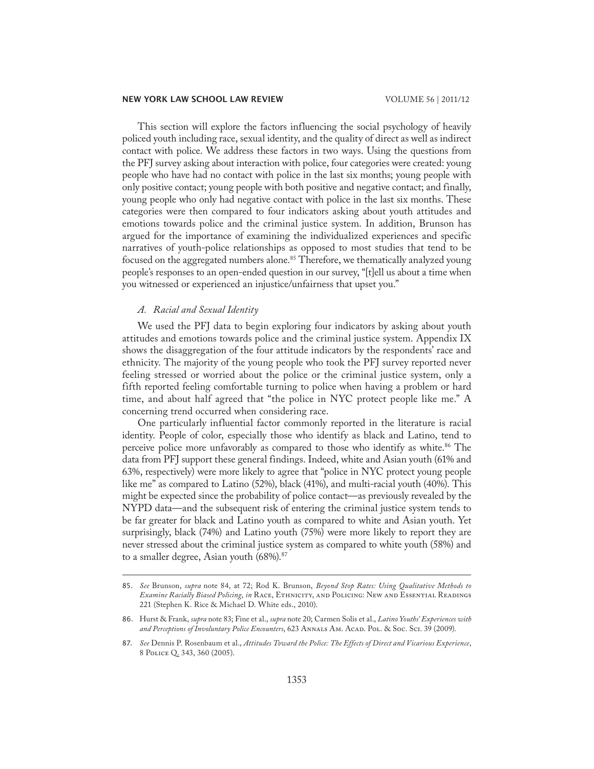This section will explore the factors influencing the social psychology of heavily policed youth including race, sexual identity, and the quality of direct as well as indirect contact with police. We address these factors in two ways. Using the questions from the PFJ survey asking about interaction with police, four categories were created: young people who have had no contact with police in the last six months; young people with only positive contact; young people with both positive and negative contact; and finally, young people who only had negative contact with police in the last six months. These categories were then compared to four indicators asking about youth attitudes and emotions towards police and the criminal justice system. In addition, Brunson has argued for the importance of examining the individualized experiences and specific narratives of youth-police relationships as opposed to most studies that tend to be focused on the aggregated numbers alone.[85] Therefore, we thematically analyzed young people's responses to an open-ended question in our survey, "[t]ell us about a time when you witnessed or experienced an injustice/unfairness that upset you."

### *A. Racial and Sexual Identity*

We used the PFJ data to begin exploring four indicators by asking about youth attitudes and emotions towards police and the criminal justice system. Appendix IX shows the disaggregation of the four attitude indicators by the respondents' race and ethnicity. The majority of the young people who took the PFJ survey reported never feeling stressed or worried about the police or the criminal justice system, only a fifth reported feeling comfortable turning to police when having a problem or hard time, and about half agreed that "the police in NYC protect people like me." A concerning trend occurred when considering race.

One particularly influential factor commonly reported in the literature is racial identity. People of color, especially those who identify as black and Latino, tend to perceive police more unfavorably as compared to those who identify as white.[86] The data from PFJ support these general findings. Indeed, white and Asian youth (61% and 63%, respectively) were more likely to agree that "police in NYC protect young people like me" as compared to Latino (52%), black (41%), and multi-racial youth (40%). This might be expected since the probability of police contact—as previously revealed by the NYPD data—and the subsequent risk of entering the criminal justice system tends to be far greater for black and Latino youth as compared to white and Asian youth. Yet surprisingly, black (74%) and Latino youth (75%) were more likely to report they are never stressed about the criminal justice system as compared to white youth (58%) and to a smaller degree, Asian youth (68%).[87]

---

85. *See* Brunson, *supra* note 84, at 72; Rod K. Brunson, *Beyond Stop Rates: Using Qualitative Methods to Examine Racially Biased Policing*, *in* Race, Ethnicity, and Policing: New and Essential Readings 221 (Stephen K. Rice & Michael D. White eds., 2010).

86. Hurst & Frank, *supra* note 83; Fine et al., *supra* note 20; Carmen Solis et al., *Latino Youths' Experiences with and Perceptions of Involuntary Police Encounters*, 623 Annals Am. Acad. Pol. & Soc. Sci. 39 (2009).

87. *See* Dennis P. Rosenbaum et al., *Attitudes Toward the Police: The Effects of Direct and Vicarious Experience*, 8 Police Q. 343, 360 (2005).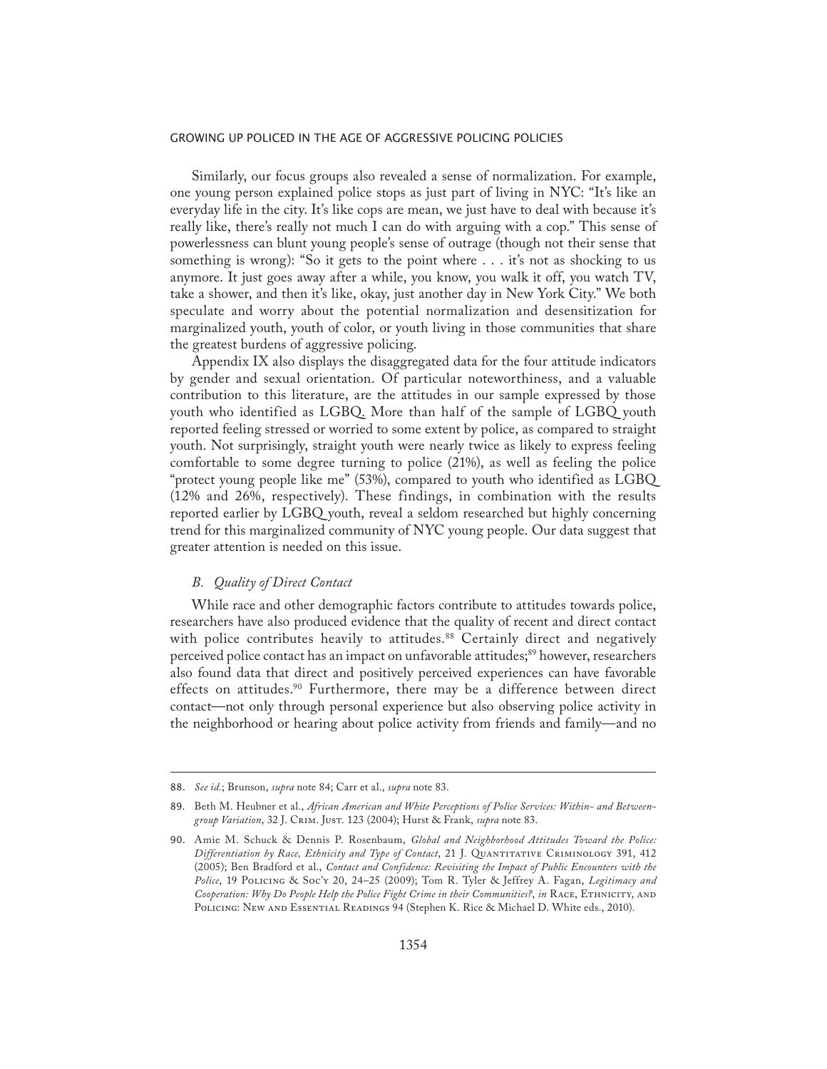Similarly, our focus groups also revealed a sense of normalization. For example, one young person explained police stops as just part of living in NYC: "It's like an everyday life in the city. It's like cops are mean, we just have to deal with because it's really like, there's really not much I can do with arguing with a cop." This sense of powerlessness can blunt young people's sense of outrage (though not their sense that something is wrong): "So it gets to the point where . . . it's not as shocking to us anymore. It just goes away after a while, you know, you walk it off, you watch TV, take a shower, and then it's like, okay, just another day in New York City." We both speculate and worry about the potential normalization and desensitization for marginalized youth, youth of color, or youth living in those communities that share the greatest burdens of aggressive policing.

Appendix IX also displays the disaggregated data for the four attitude indicators by gender and sexual orientation. Of particular noteworthiness, and a valuable contribution to this literature, are the attitudes in our sample expressed by those youth who identified as LGBQ. More than half of the sample of LGBQ youth reported feeling stressed or worried to some extent by police, as compared to straight youth. Not surprisingly, straight youth were nearly twice as likely to express feeling comfortable to some degree turning to police (21%), as well as feeling the police "protect young people like me" (53%), compared to youth who identified as LGBQ (12% and 26%, respectively). These findings, in combination with the results reported earlier by LGBQ youth, reveal a seldom researched but highly concerning trend for this marginalized community of NYC young people. Our data suggest that greater attention is needed on this issue.

### *B. Quality of Direct Contact*

While race and other demographic factors contribute to attitudes towards police, researchers have also produced evidence that the quality of recent and direct contact with police contributes heavily to attitudes.[88] Certainly direct and negatively perceived police contact has an impact on unfavorable attitudes;[89] however, researchers also found data that direct and positively perceived experiences can have favorable effects on attitudes.[90] Furthermore, there may be a difference between direct contact—not only through personal experience but also observing police activity in the neighborhood or hearing about police activity from friends and family—and no

---

88. *See id.*; Brunson, *supra* note 84; Carr et al., *supra* note 83.

89. Beth M. Heubner et al., *African American and White Perceptions of Police Services: Within- and Between-group Variation*, 32 J. Crim. Just. 123 (2004); Hurst & Frank, *supra* note 83.

90. Amie M. Schuck & Dennis P. Rosenbaum, *Global and Neighborhood Attitudes Toward the Police: Differentiation by Race, Ethnicity and Type of Contact*, 21 J. Quantitative Criminology 391, 412 (2005); Ben Bradford et al., *Contact and Confidence: Revisiting the Impact of Public Encounters with the Police*, 19 Policing & Soc'y 20, 24–25 (2009); Tom R. Tyler & Jeffrey A. Fagan, *Legitimacy and Cooperation: Why Do People Help the Police Fight Crime in their Communities?*, *in* Race, Ethnicity, and Policing: New and Essential Readings 94 (Stephen K. Rice & Michael D. White eds., 2010).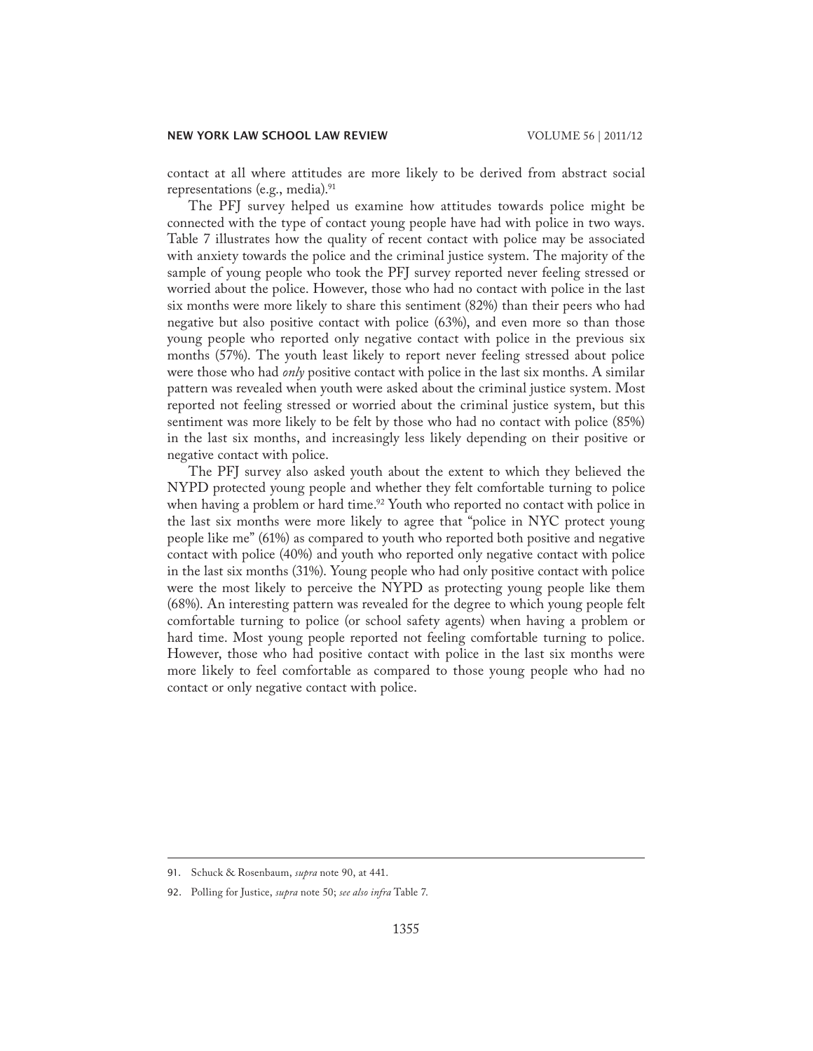contact at all where attitudes are more likely to be derived from abstract social representations (e.g., media).[91]

The PFJ survey helped us examine how attitudes towards police might be connected with the type of contact young people have had with police in two ways. Table 7 illustrates how the quality of recent contact with police may be associated with anxiety towards the police and the criminal justice system. The majority of the sample of young people who took the PFJ survey reported never feeling stressed or worried about the police. However, those who had no contact with police in the last six months were more likely to share this sentiment (82%) than their peers who had negative but also positive contact with police (63%), and even more so than those young people who reported only negative contact with police in the previous six months (57%). The youth least likely to report never feeling stressed about police were those who had *only* positive contact with police in the last six months. A similar pattern was revealed when youth were asked about the criminal justice system. Most reported not feeling stressed or worried about the criminal justice system, but this sentiment was more likely to be felt by those who had no contact with police (85%) in the last six months, and increasingly less likely depending on their positive or negative contact with police.

The PFJ survey also asked youth about the extent to which they believed the NYPD protected young people and whether they felt comfortable turning to police when having a problem or hard time.[92] Youth who reported no contact with police in the last six months were more likely to agree that "police in NYC protect young people like me" (61%) as compared to youth who reported both positive and negative contact with police (40%) and youth who reported only negative contact with police in the last six months (31%). Young people who had only positive contact with police were the most likely to perceive the NYPD as protecting young people like them (68%). An interesting pattern was revealed for the degree to which young people felt comfortable turning to police (or school safety agents) when having a problem or hard time. Most young people reported not feeling comfortable turning to police. However, those who had positive contact with police in the last six months were more likely to feel comfortable as compared to those young people who had no contact or only negative contact with police.

---

91. Schuck & Rosenbaum, *supra* note 90, at 441.

92. Polling for Justice, *supra* note 50; *see also infra* Table 7.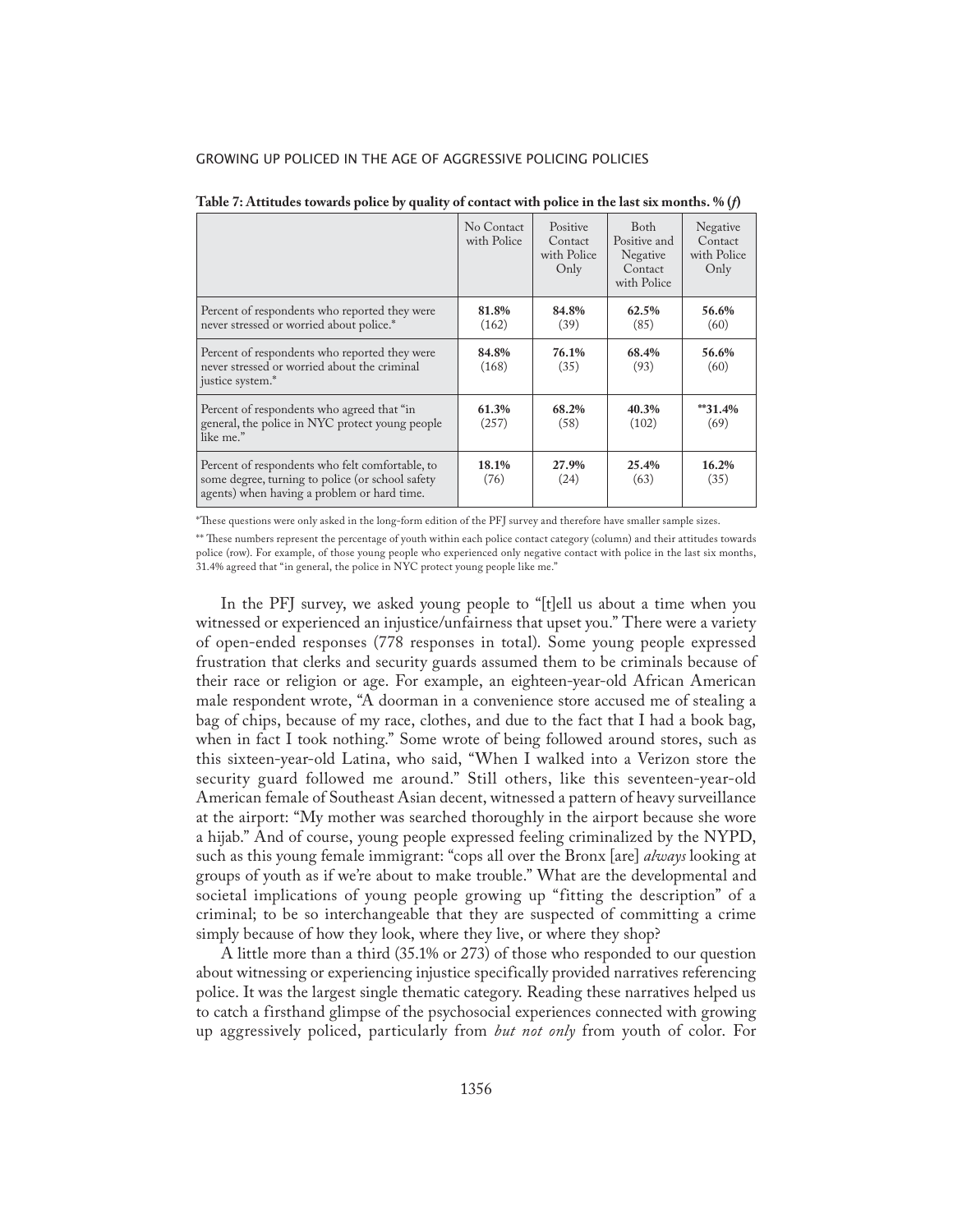**Table 7: Attitudes towards police by quality of contact with police in the last six months. % (*f*)**

| | No Contact with Police | Positive Contact with Police Only | Both Positive and Negative Contact with Police | Negative Contact with Police Only |
|---|---|---|---|---|
| Percent of respondents who reported they were never stressed or worried about police.* | **81.8%** (162) | **84.8%** (39) | **62.5%** (85) | **56.6%** (60) |
| Percent of respondents who reported they were never stressed or worried about the criminal justice system.* | **84.8%** (168) | **76.1%** (35) | **68.4%** (93) | **56.6%** (60) |
| Percent of respondents who agreed that "in general, the police in NYC protect young people like me." | **61.3%** (257) | **68.2%** (58) | **40.3%** (102) | **\*\*31.4%** (69) |
| Percent of respondents who felt comfortable, to some degree, turning to police (or school safety agents) when having a problem or hard time. | **18.1%** (76) | **27.9%** (24) | **25.4%** (63) | **16.2%** (35) |

*These questions were only asked in the long-form edition of the PFJ survey and therefore have smaller sample sizes.

** These numbers represent the percentage of youth within each police contact category (column) and their attitudes towards police (row). For example, of those young people who experienced only negative contact with police in the last six months, 31.4% agreed that "in general, the police in NYC protect young people like me."

In the PFJ survey, we asked young people to "[t]ell us about a time when you witnessed or experienced an injustice/unfairness that upset you." There were a variety of open-ended responses (778 responses in total). Some young people expressed frustration that clerks and security guards assumed them to be criminals because of their race or religion or age. For example, an eighteen-year-old African American male respondent wrote, "A doorman in a convenience store accused me of stealing a bag of chips, because of my race, clothes, and due to the fact that I had a book bag, when in fact I took nothing." Some wrote of being followed around stores, such as this sixteen-year-old Latina, who said, "When I walked into a Verizon store the security guard followed me around." Still others, like this seventeen-year-old American female of Southeast Asian decent, witnessed a pattern of heavy surveillance at the airport: "My mother was searched thoroughly in the airport because she wore a hijab." And of course, young people expressed feeling criminalized by the NYPD, such as this young female immigrant: "cops all over the Bronx [are] *always* looking at groups of youth as if we're about to make trouble." What are the developmental and societal implications of young people growing up "fitting the description" of a criminal; to be so interchangeable that they are suspected of committing a crime simply because of how they look, where they live, or where they shop?

A little more than a third (35.1% or 273) of those who responded to our question about witnessing or experiencing injustice specifically provided narratives referencing police. It was the largest single thematic category. Reading these narratives helped us to catch a firsthand glimpse of the psychosocial experiences connected with growing up aggressively policed, particularly from *but not only* from youth of color. For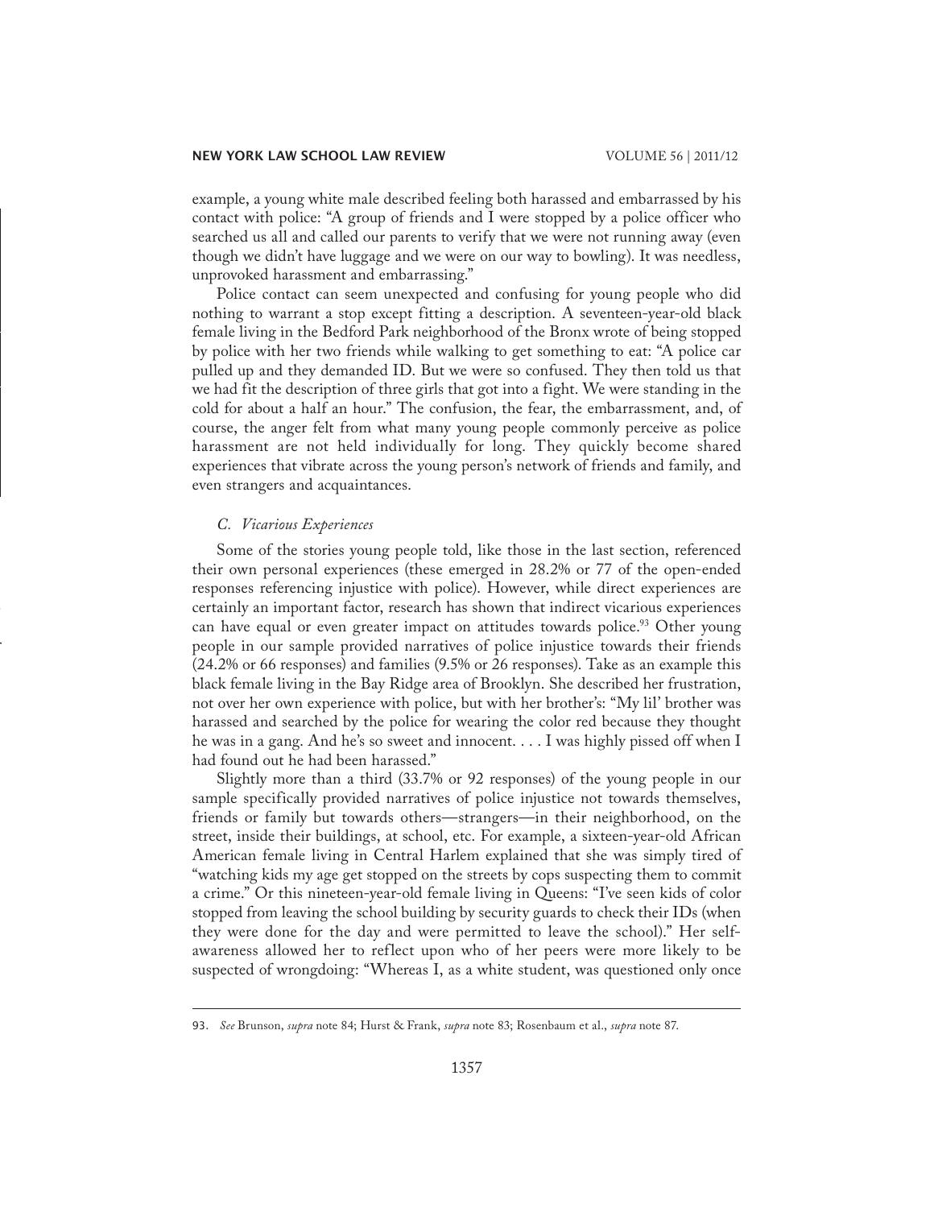example, a young white male described feeling both harassed and embarrassed by his contact with police: "A group of friends and I were stopped by a police officer who searched us all and called our parents to verify that we were not running away (even though we didn't have luggage and we were on our way to bowling). It was needless, unprovoked harassment and embarrassing."

Police contact can seem unexpected and confusing for young people who did nothing to warrant a stop except fitting a description. A seventeen-year-old black female living in the Bedford Park neighborhood of the Bronx wrote of being stopped by police with her two friends while walking to get something to eat: "A police car pulled up and they demanded ID. But we were so confused. They then told us that we had fit the description of three girls that got into a fight. We were standing in the cold for about a half an hour." The confusion, the fear, the embarrassment, and, of course, the anger felt from what many young people commonly perceive as police harassment are not held individually for long. They quickly become shared experiences that vibrate across the young person's network of friends and family, and even strangers and acquaintances.

### *C. Vicarious Experiences*

Some of the stories young people told, like those in the last section, referenced their own personal experiences (these emerged in 28.2% or 77 of the open-ended responses referencing injustice with police). However, while direct experiences are certainly an important factor, research has shown that indirect vicarious experiences can have equal or even greater impact on attitudes towards police.[93] Other young people in our sample provided narratives of police injustice towards their friends (24.2% or 66 responses) and families (9.5% or 26 responses). Take as an example this black female living in the Bay Ridge area of Brooklyn. She described her frustration, not over her own experience with police, but with her brother's: "My lil' brother was harassed and searched by the police for wearing the color red because they thought he was in a gang. And he's so sweet and innocent. . . . I was highly pissed off when I had found out he had been harassed."

Slightly more than a third (33.7% or 92 responses) of the young people in our sample specifically provided narratives of police injustice not towards themselves, friends or family but towards others—strangers—in their neighborhood, on the street, inside their buildings, at school, etc. For example, a sixteen-year-old African American female living in Central Harlem explained that she was simply tired of "watching kids my age get stopped on the streets by cops suspecting them to commit a crime." Or this nineteen-year-old female living in Queens: "I've seen kids of color stopped from leaving the school building by security guards to check their IDs (when they were done for the day and were permitted to leave the school)." Her self-awareness allowed her to reflect upon who of her peers were more likely to be suspected of wrongdoing: "Whereas I, as a white student, was questioned only once

---

93. *See* Brunson, *supra* note 84; Hurst & Frank, *supra* note 83; Rosenbaum et al., *supra* note 87.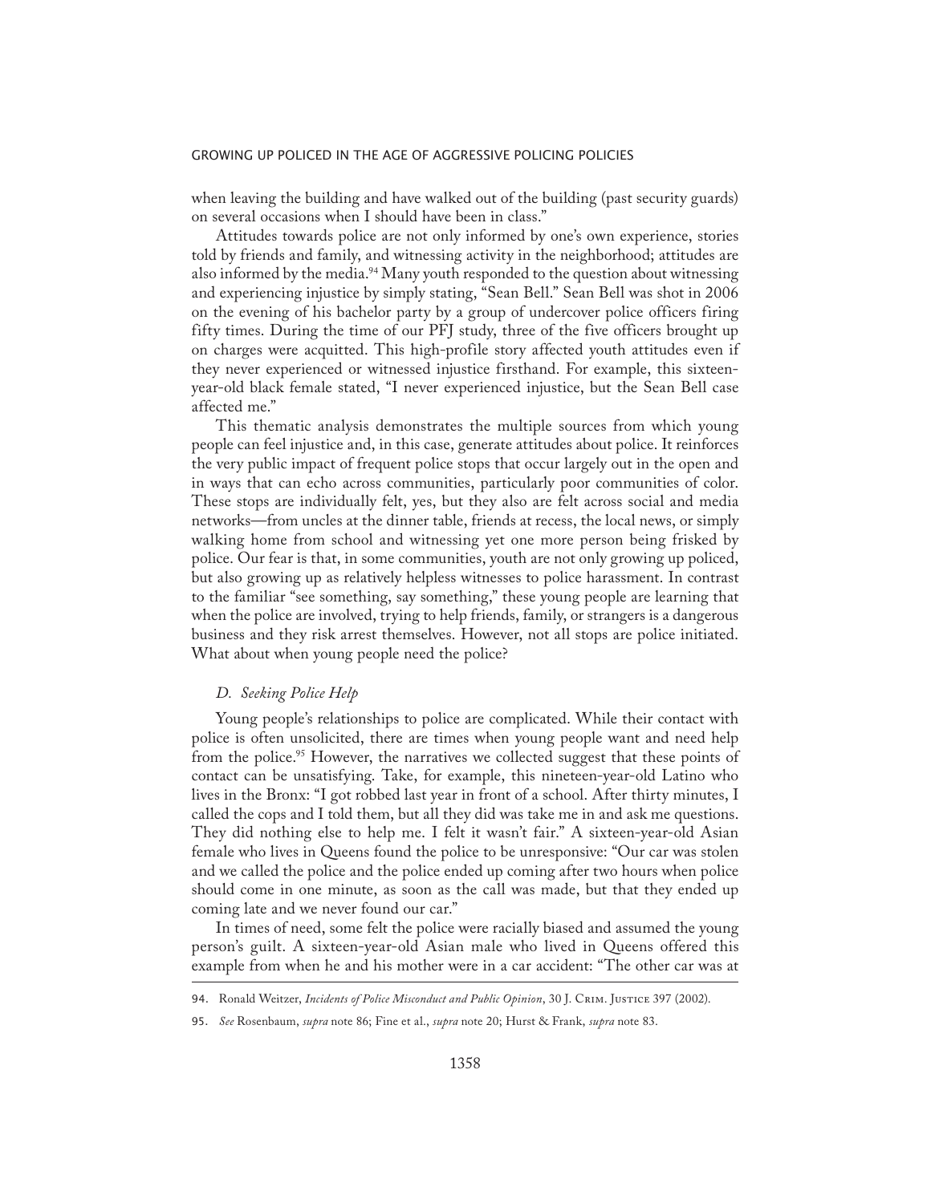when leaving the building and have walked out of the building (past security guards) on several occasions when I should have been in class."

Attitudes towards police are not only informed by one's own experience, stories told by friends and family, and witnessing activity in the neighborhood; attitudes are also informed by the media.[94] Many youth responded to the question about witnessing and experiencing injustice by simply stating, "Sean Bell." Sean Bell was shot in 2006 on the evening of his bachelor party by a group of undercover police officers firing fifty times. During the time of our PFJ study, three of the five officers brought up on charges were acquitted. This high-profile story affected youth attitudes even if they never experienced or witnessed injustice firsthand. For example, this sixteen-year-old black female stated, "I never experienced injustice, but the Sean Bell case affected me."

This thematic analysis demonstrates the multiple sources from which young people can feel injustice and, in this case, generate attitudes about police. It reinforces the very public impact of frequent police stops that occur largely out in the open and in ways that can echo across communities, particularly poor communities of color. These stops are individually felt, yes, but they also are felt across social and media networks—from uncles at the dinner table, friends at recess, the local news, or simply walking home from school and witnessing yet one more person being frisked by police. Our fear is that, in some communities, youth are not only growing up policed, but also growing up as relatively helpless witnesses to police harassment. In contrast to the familiar "see something, say something," these young people are learning that when the police are involved, trying to help friends, family, or strangers is a dangerous business and they risk arrest themselves. However, not all stops are police initiated. What about when young people need the police?

### *D. Seeking Police Help*

Young people's relationships to police are complicated. While their contact with police is often unsolicited, there are times when young people want and need help from the police.[95] However, the narratives we collected suggest that these points of contact can be unsatisfying. Take, for example, this nineteen-year-old Latino who lives in the Bronx: "I got robbed last year in front of a school. After thirty minutes, I called the cops and I told them, but all they did was take me in and ask me questions. They did nothing else to help me. I felt it wasn't fair." A sixteen-year-old Asian female who lives in Queens found the police to be unresponsive: "Our car was stolen and we called the police and the police ended up coming after two hours when police should come in one minute, as soon as the call was made, but that they ended up coming late and we never found our car."

In times of need, some felt the police were racially biased and assumed the young person's guilt. A sixteen-year-old Asian male who lived in Queens offered this example from when he and his mother were in a car accident: "The other car was at

---

94. Ronald Weitzer, *Incidents of Police Misconduct and Public Opinion*, 30 J. Crim. Justice 397 (2002).

95. *See* Rosenbaum, *supra* note 86; Fine et al., *supra* note 20; Hurst & Frank, *supra* note 83.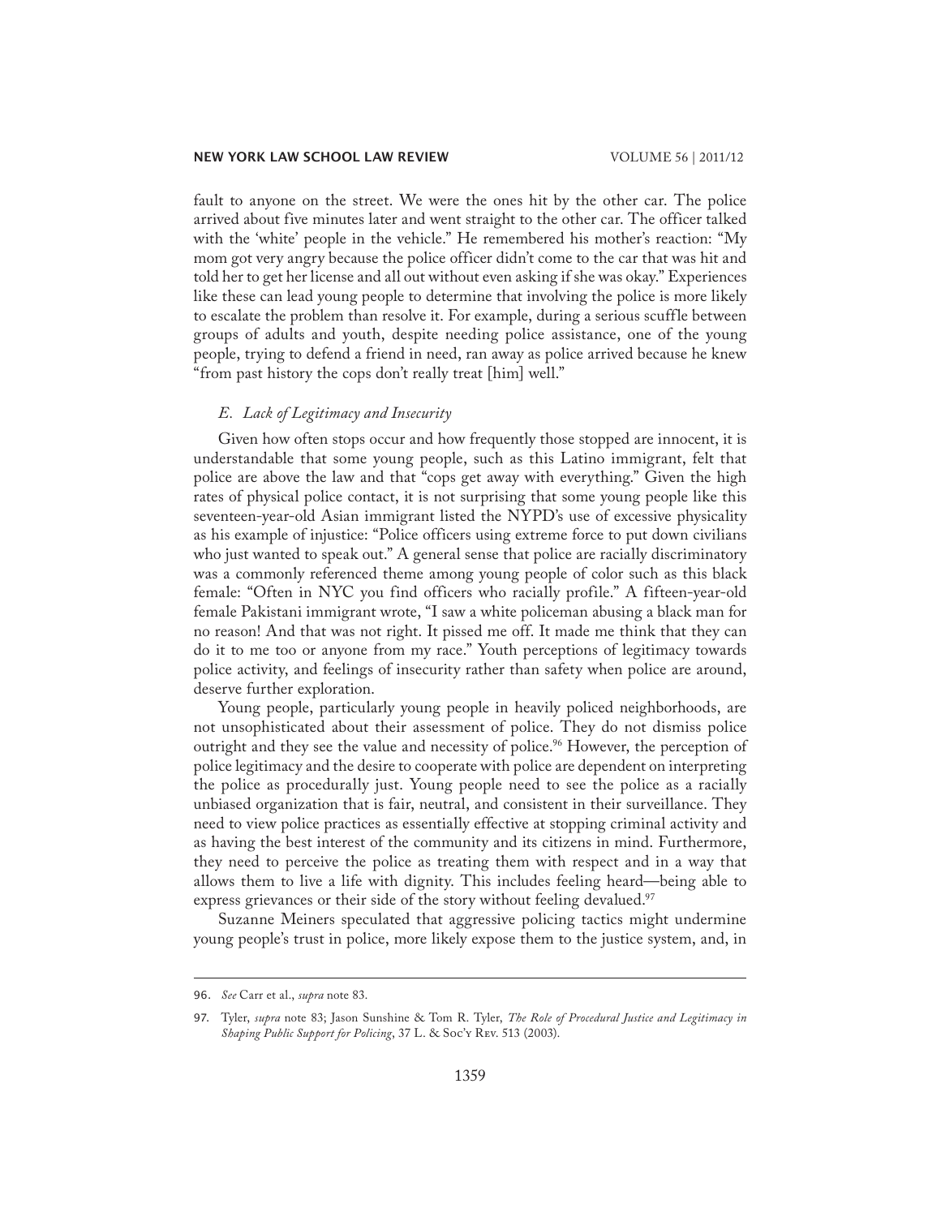fault to anyone on the street. We were the ones hit by the other car. The police arrived about five minutes later and went straight to the other car. The officer talked with the 'white' people in the vehicle." He remembered his mother's reaction: "My mom got very angry because the police officer didn't come to the car that was hit and told her to get her license and all out without even asking if she was okay." Experiences like these can lead young people to determine that involving the police is more likely to escalate the problem than resolve it. For example, during a serious scuffle between groups of adults and youth, despite needing police assistance, one of the young people, trying to defend a friend in need, ran away as police arrived because he knew "from past history the cops don't really treat [him] well."

### *E. Lack of Legitimacy and Insecurity*

Given how often stops occur and how frequently those stopped are innocent, it is understandable that some young people, such as this Latino immigrant, felt that police are above the law and that "cops get away with everything." Given the high rates of physical police contact, it is not surprising that some young people like this seventeen-year-old Asian immigrant listed the NYPD's use of excessive physicality as his example of injustice: "Police officers using extreme force to put down civilians who just wanted to speak out." A general sense that police are racially discriminatory was a commonly referenced theme among young people of color such as this black female: "Often in NYC you find officers who racially profile." A fifteen-year-old female Pakistani immigrant wrote, "I saw a white policeman abusing a black man for no reason! And that was not right. It pissed me off. It made me think that they can do it to me too or anyone from my race." Youth perceptions of legitimacy towards police activity, and feelings of insecurity rather than safety when police are around, deserve further exploration.

Young people, particularly young people in heavily policed neighborhoods, are not unsophisticated about their assessment of police. They do not dismiss police outright and they see the value and necessity of police.[96] However, the perception of police legitimacy and the desire to cooperate with police are dependent on interpreting the police as procedurally just. Young people need to see the police as a racially unbiased organization that is fair, neutral, and consistent in their surveillance. They need to view police practices as essentially effective at stopping criminal activity and as having the best interest of the community and its citizens in mind. Furthermore, they need to perceive the police as treating them with respect and in a way that allows them to live a life with dignity. This includes feeling heard—being able to express grievances or their side of the story without feeling devalued.[97]

Suzanne Meiners speculated that aggressive policing tactics might undermine young people's trust in police, more likely expose them to the justice system, and, in

---

96. *See* Carr et al., *supra* note 83.

97. Tyler, *supra* note 83; Jason Sunshine & Tom R. Tyler, *The Role of Procedural Justice and Legitimacy in Shaping Public Support for Policing*, 37 L. & Soc'y Rev. 513 (2003).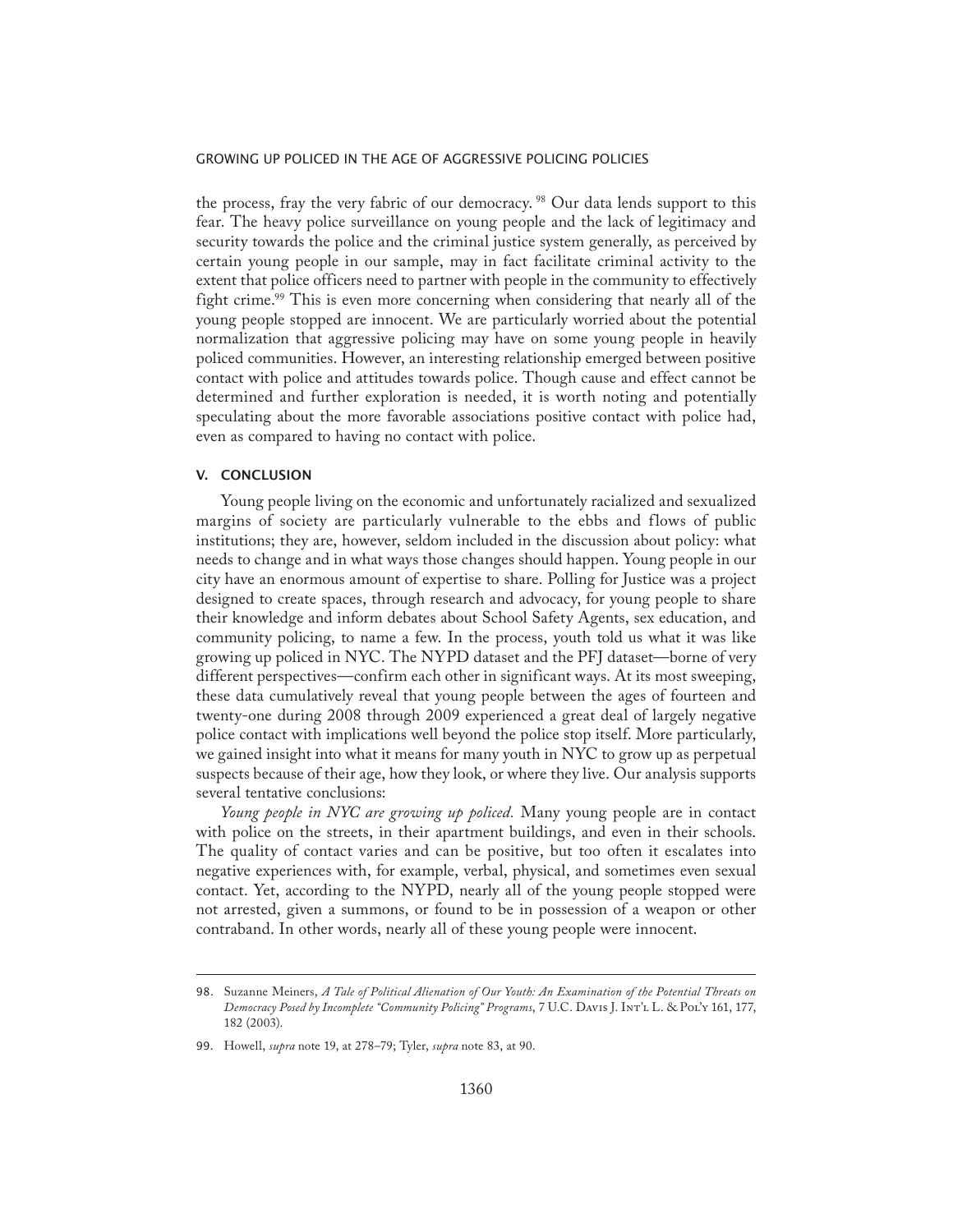the process, fray the very fabric of our democracy. [98] Our data lends support to this fear. The heavy police surveillance on young people and the lack of legitimacy and security towards the police and the criminal justice system generally, as perceived by certain young people in our sample, may in fact facilitate criminal activity to the extent that police officers need to partner with people in the community to effectively fight crime.[99] This is even more concerning when considering that nearly all of the young people stopped are innocent. We are particularly worried about the potential normalization that aggressive policing may have on some young people in heavily policed communities. However, an interesting relationship emerged between positive contact with police and attitudes towards police. Though cause and effect cannot be determined and further exploration is needed, it is worth noting and potentially speculating about the more favorable associations positive contact with police had, even as compared to having no contact with police.

## V. CONCLUSION

Young people living on the economic and unfortunately racialized and sexualized margins of society are particularly vulnerable to the ebbs and flows of public institutions; they are, however, seldom included in the discussion about policy: what needs to change and in what ways those changes should happen. Young people in our city have an enormous amount of expertise to share. Polling for Justice was a project designed to create spaces, through research and advocacy, for young people to share their knowledge and inform debates about School Safety Agents, sex education, and community policing, to name a few. In the process, youth told us what it was like growing up policed in NYC. The NYPD dataset and the PFJ dataset—borne of very different perspectives—confirm each other in significant ways. At its most sweeping, these data cumulatively reveal that young people between the ages of fourteen and twenty-one during 2008 through 2009 experienced a great deal of largely negative police contact with implications well beyond the police stop itself. More particularly, we gained insight into what it means for many youth in NYC to grow up as perpetual suspects because of their age, how they look, or where they live. Our analysis supports several tentative conclusions:

*Young people in NYC are growing up policed.* Many young people are in contact with police on the streets, in their apartment buildings, and even in their schools. The quality of contact varies and can be positive, but too often it escalates into negative experiences with, for example, verbal, physical, and sometimes even sexual contact. Yet, according to the NYPD, nearly all of the young people stopped were not arrested, given a summons, or found to be in possession of a weapon or other contraband. In other words, nearly all of these young people were innocent.

---

98. Suzanne Meiners, *A Tale of Political Alienation of Our Youth: An Examination of the Potential Threats on Democracy Posed by Incomplete "Community Policing" Programs*, 7 U.C. Davis J. Int'l L. & Pol'y 161, 177, 182 (2003).

99. Howell, *supra* note 19, at 278–79; Tyler, *supra* note 83, at 90.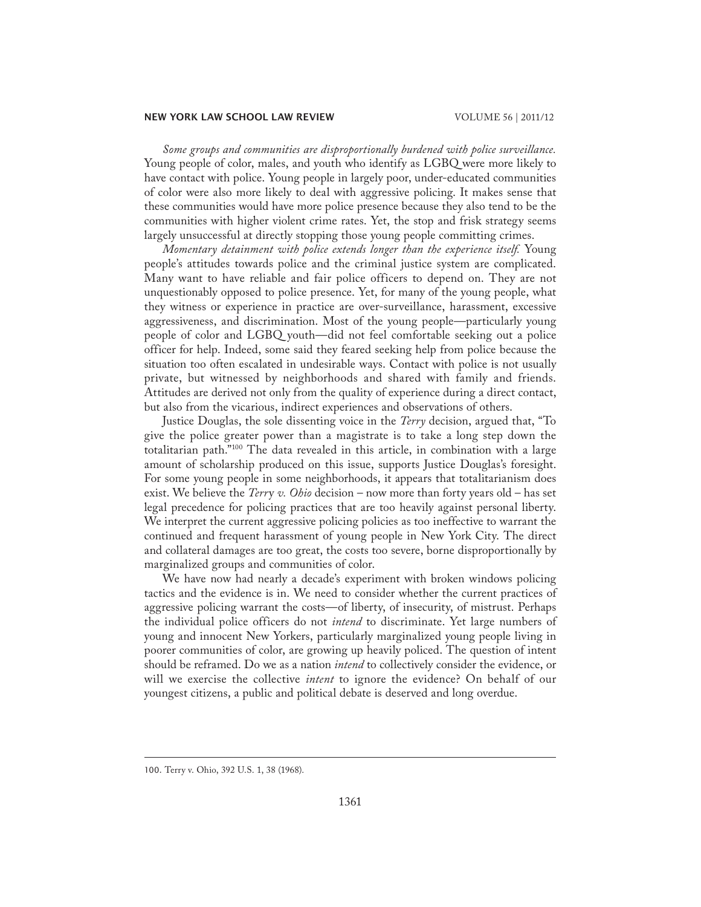*Some groups and communities are disproportionally burdened with police surveillance.* Young people of color, males, and youth who identify as LGBQ were more likely to have contact with police. Young people in largely poor, under-educated communities of color were also more likely to deal with aggressive policing. It makes sense that these communities would have more police presence because they also tend to be the communities with higher violent crime rates. Yet, the stop and frisk strategy seems largely unsuccessful at directly stopping those young people committing crimes.

*Momentary detainment with police extends longer than the experience itself.* Young people's attitudes towards police and the criminal justice system are complicated. Many want to have reliable and fair police officers to depend on. They are not unquestionably opposed to police presence. Yet, for many of the young people, what they witness or experience in practice are over-surveillance, harassment, excessive aggressiveness, and discrimination. Most of the young people—particularly young people of color and LGBQ youth—did not feel comfortable seeking out a police officer for help. Indeed, some said they feared seeking help from police because the situation too often escalated in undesirable ways. Contact with police is not usually private, but witnessed by neighborhoods and shared with family and friends. Attitudes are derived not only from the quality of experience during a direct contact, but also from the vicarious, indirect experiences and observations of others.

Justice Douglas, the sole dissenting voice in the *Terry* decision, argued that, "To give the police greater power than a magistrate is to take a long step down the totalitarian path."[100] The data revealed in this article, in combination with a large amount of scholarship produced on this issue, supports Justice Douglas's foresight. For some young people in some neighborhoods, it appears that totalitarianism does exist. We believe the *Terry v. Ohio* decision – now more than forty years old – has set legal precedence for policing practices that are too heavily against personal liberty. We interpret the current aggressive policing policies as too ineffective to warrant the continued and frequent harassment of young people in New York City. The direct and collateral damages are too great, the costs too severe, borne disproportionally by marginalized groups and communities of color.

We have now had nearly a decade's experiment with broken windows policing tactics and the evidence is in. We need to consider whether the current practices of aggressive policing warrant the costs—of liberty, of insecurity, of mistrust. Perhaps the individual police officers do not *intend* to discriminate. Yet large numbers of young and innocent New Yorkers, particularly marginalized young people living in poorer communities of color, are growing up heavily policed. The question of intent should be reframed. Do we as a nation *intend* to collectively consider the evidence, or will we exercise the collective *intent* to ignore the evidence? On behalf of our youngest citizens, a public and political debate is deserved and long overdue.

---

100. Terry v. Ohio, 392 U.S. 1, 38 (1968).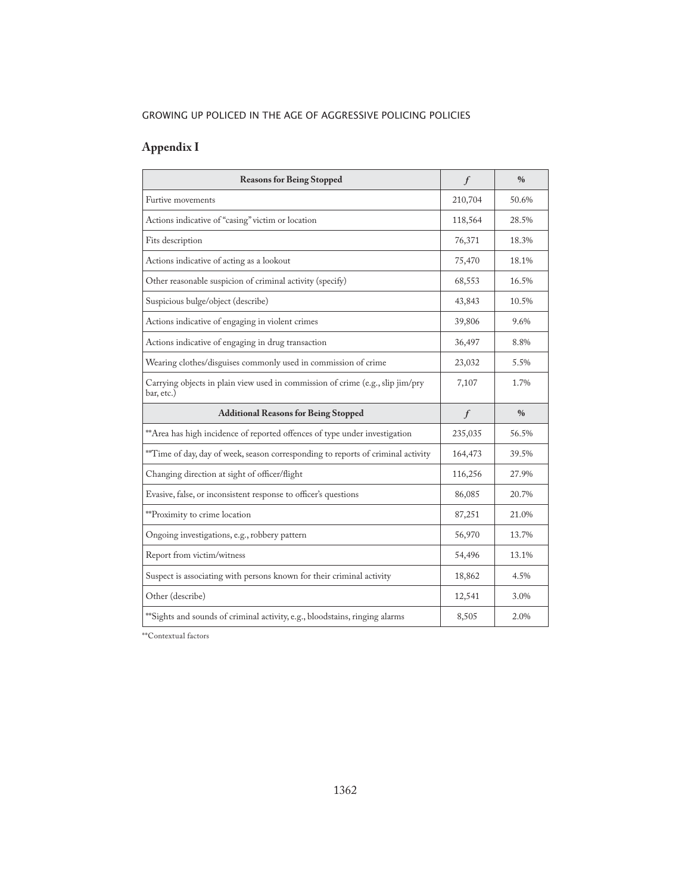## Appendix I

| Reasons for Being Stopped | *f* | % |
| --- | --- | --- |
| Furtive movements | 210,704 | 50.6% |
| Actions indicative of "casing" victim or location | 118,564 | 28.5% |
| Fits description | 76,371 | 18.3% |
| Actions indicative of acting as a lookout | 75,470 | 18.1% |
| Other reasonable suspicion of criminal activity (specify) | 68,553 | 16.5% |
| Suspicious bulge/object (describe) | 43,843 | 10.5% |
| Actions indicative of engaging in violent crimes | 39,806 | 9.6% |
| Actions indicative of engaging in drug transaction | 36,497 | 8.8% |
| Wearing clothes/disguises commonly used in commission of crime | 23,032 | 5.5% |
| Carrying objects in plain view used in commission of crime (e.g., slip jim/pry bar, etc.) | 7,107 | 1.7% |
| **Additional Reasons for Being Stopped** | ***f*** | **%** |
| **Area has high incidence of reported offences of type under investigation | 235,035 | 56.5% |
| **Time of day, day of week, season corresponding to reports of criminal activity | 164,473 | 39.5% |
| Changing direction at sight of officer/flight | 116,256 | 27.9% |
| Evasive, false, or inconsistent response to officer's questions | 86,085 | 20.7% |
| **Proximity to crime location | 87,251 | 21.0% |
| Ongoing investigations, e.g., robbery pattern | 56,970 | 13.7% |
| Report from victim/witness | 54,496 | 13.1% |
| Suspect is associating with persons known for their criminal activity | 18,862 | 4.5% |
| Other (describe) | 12,541 | 3.0% |
| **Sights and sounds of criminal activity, e.g., bloodstains, ringing alarms | 8,505 | 2.0% |

**Contextual factors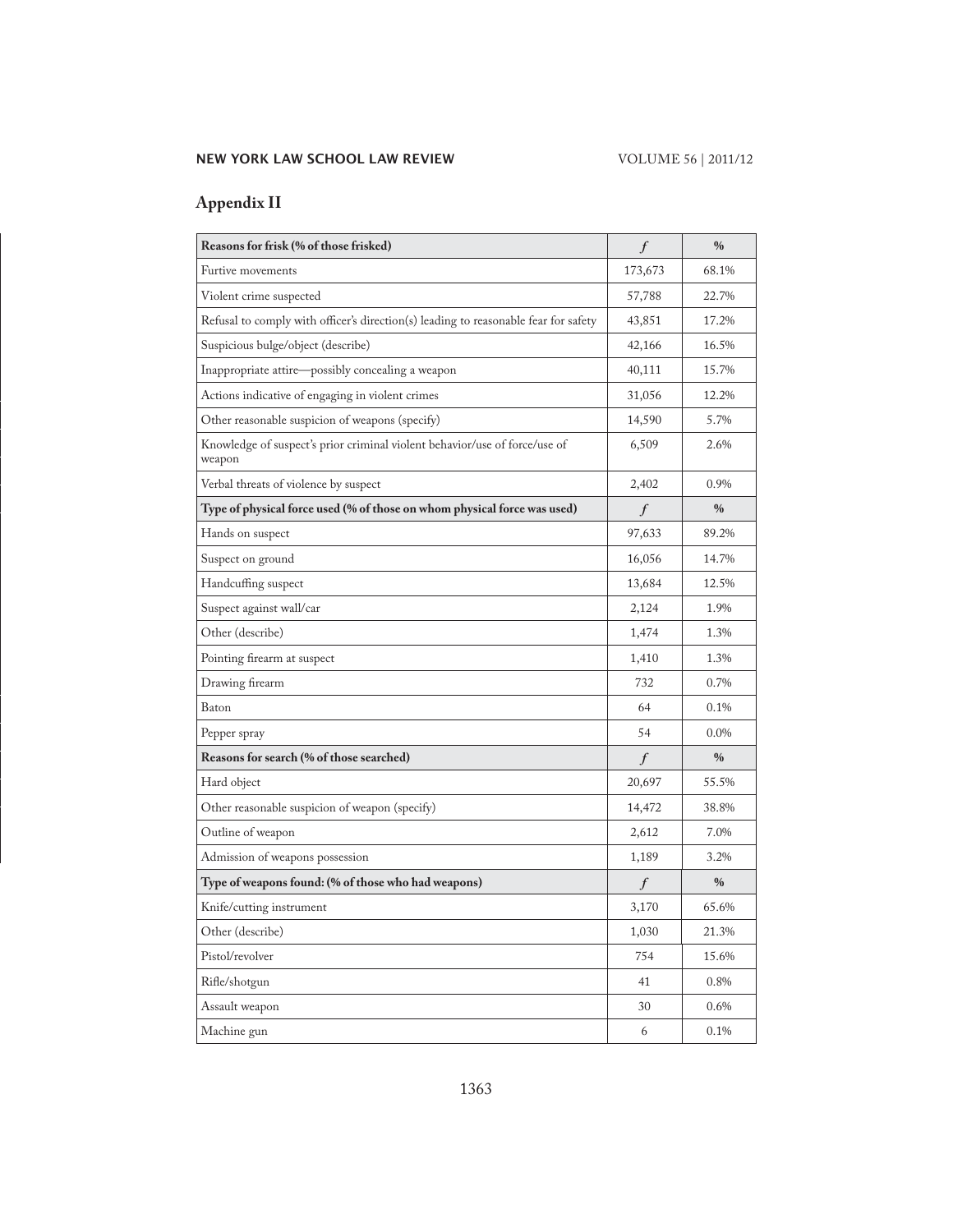## Appendix II

| **Reasons for frisk (% of those frisked)** | *f* | **%** |
|---|---|---|
| Furtive movements | 173,673 | 68.1% |
| Violent crime suspected | 57,788 | 22.7% |
| Refusal to comply with officer's direction(s) leading to reasonable fear for safety | 43,851 | 17.2% |
| Suspicious bulge/object (describe) | 42,166 | 16.5% |
| Inappropriate attire—possibly concealing a weapon | 40,111 | 15.7% |
| Actions indicative of engaging in violent crimes | 31,056 | 12.2% |
| Other reasonable suspicion of weapons (specify) | 14,590 | 5.7% |
| Knowledge of suspect's prior criminal violent behavior/use of force/use of weapon | 6,509 | 2.6% |
| Verbal threats of violence by suspect | 2,402 | 0.9% |
| **Type of physical force used (% of those on whom physical force was used)** | *f* | **%** |
| Hands on suspect | 97,633 | 89.2% |
| Suspect on ground | 16,056 | 14.7% |
| Handcuffing suspect | 13,684 | 12.5% |
| Suspect against wall/car | 2,124 | 1.9% |
| Other (describe) | 1,474 | 1.3% |
| Pointing firearm at suspect | 1,410 | 1.3% |
| Drawing firearm | 732 | 0.7% |
| Baton | 64 | 0.1% |
| Pepper spray | 54 | 0.0% |
| **Reasons for search (% of those searched)** | *f* | **%** |
| Hard object | 20,697 | 55.5% |
| Other reasonable suspicion of weapon (specify) | 14,472 | 38.8% |
| Outline of weapon | 2,612 | 7.0% |
| Admission of weapons possession | 1,189 | 3.2% |
| **Type of weapons found: (% of those who had weapons)** | *f* | **%** |
| Knife/cutting instrument | 3,170 | 65.6% |
| Other (describe) | 1,030 | 21.3% |
| Pistol/revolver | 754 | 15.6% |
| Rifle/shotgun | 41 | 0.8% |
| Assault weapon | 30 | 0.6% |
| Machine gun | 6 | 0.1% |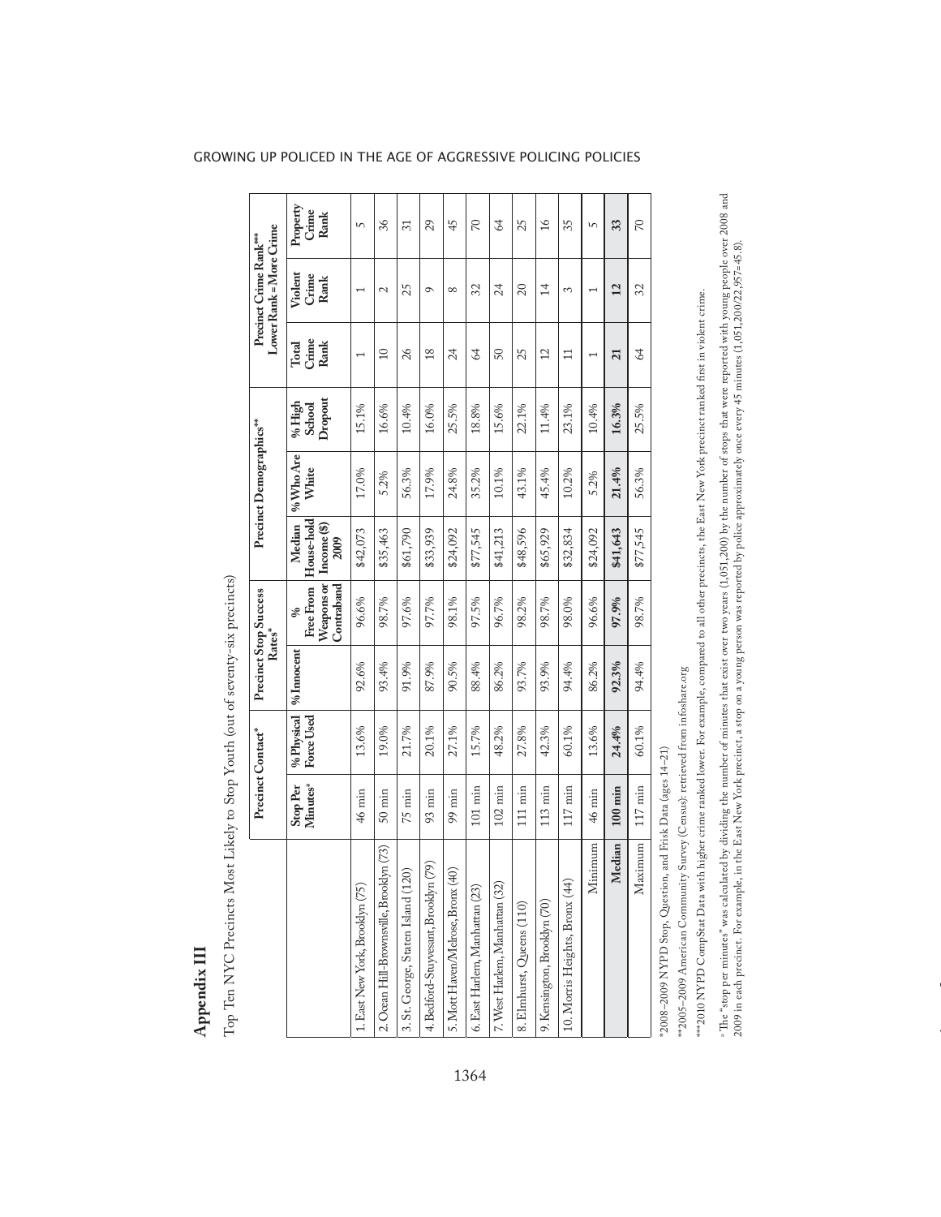## Appendix III

Top Ten NYC Precincts Most Likely to Stop Youth (out of seventy-six precincts)

| | Precinct Contact* | | Precinct Stop Success Rates* | | Precinct Demographics** | | | Precinct Crime Rank*** Lower Rank = More Crime | | |
|---|---|---|---|---|---|---|---|---|---|---|
| | Stop Per Minutes[a] | % Physical Force Used | % Innocent | % Free From Weapons or Contraband | Median House-hold Income ($) 2009 | % Who Are White | % High School Dropout | Total Crime Rank | Violent Crime Rank | Property Crime Rank |
| 1. East New York, Brooklyn (75) | 46 min | 13.6% | 92.6% | 96.6% | $42,073 | 17.0% | 15.1% | 1 | 1 | 5 |
| 2. Ocean Hill-Brownsville, Brooklyn (73) | 50 min | 19.0% | 93.4% | 98.7% | $35,463 | 5.2% | 16.6% | 10 | 2 | 36 |
| 3. St. George, Staten Island (120) | 75 min | 21.7% | 91.9% | 97.6% | $61,790 | 56.3% | 10.4% | 26 | 25 | 31 |
| 4. Bedford-Stuyvesant, Brooklyn (79) | 93 min | 20.1% | 87.9% | 97.7% | $33,939 | 17.9% | 16.0% | 18 | 9 | 29 |
| 5. Mott Haven/Melrose, Bronx (40) | 99 min | 27.1% | 90.5% | 98.1% | $24,092 | 24.8% | 25.5% | 24 | 8 | 45 |
| 6. East Harlem, Manhattan (23) | 101 min | 15.7% | 88.4% | 97.5% | $77,545 | 35.2% | 18.8% | 64 | 32 | 70 |
| 7. West Harlem, Manhattan (32) | 102 min | 48.2% | 86.2% | 96.7% | $41,213 | 10.1% | 15.6% | 50 | 24 | 64 |
| 8. Elmhurst, Queens (110) | 111 min | 27.8% | 93.7% | 98.2% | $48,596 | 43.1% | 22.1% | 25 | 20 | 25 |
| 9. Kensington, Brooklyn (70) | 113 min | 42.3% | 93.9% | 98.7% | $65,929 | 45.4% | 11.4% | 12 | 14 | 16 |
| 10. Morris Heights, Bronx (44) | 117 min | 60.1% | 94.4% | 98.0% | $32,834 | 10.2% | 23.1% | 11 | 3 | 35 |
| Minimum | 46 min | 13.6% | 86.2% | 96.6% | $24,092 | 5.2% | 10.4% | 1 | 1 | 5 |
| **Median** | **100 min** | **24.4%** | **92.3%** | **97.9%** | **$41,643** | **21.4%** | **16.3%** | **21** | **12** | **33** |
| Maximum | 117 min | 60.1% | 94.4% | 98.7% | $77,545 | 56.3% | 25.5% | 64 | 32 | 70 |

*2008–2009 NYPD Stop, Question, and Frisk Data (ages 14–21)

**2005–2009 American Community Survey (Census): retrieved from infoshare.org

***2010 NYPD CompStat Data with higher crime ranked lower. For example, compared to all other precincts, the East New York precinct ranked first in violent crime.

[a] The "stop per minutes" was calculated by dividing the number of minutes that exist over two years (1,051,200) by the number of stops that were reported with young people over 2008 and 2009 in each precinct. For example, in the East New York precinct, a stop on a young person was reported by police approximately once every 45 minutes (1,051,200/22,957=45.8).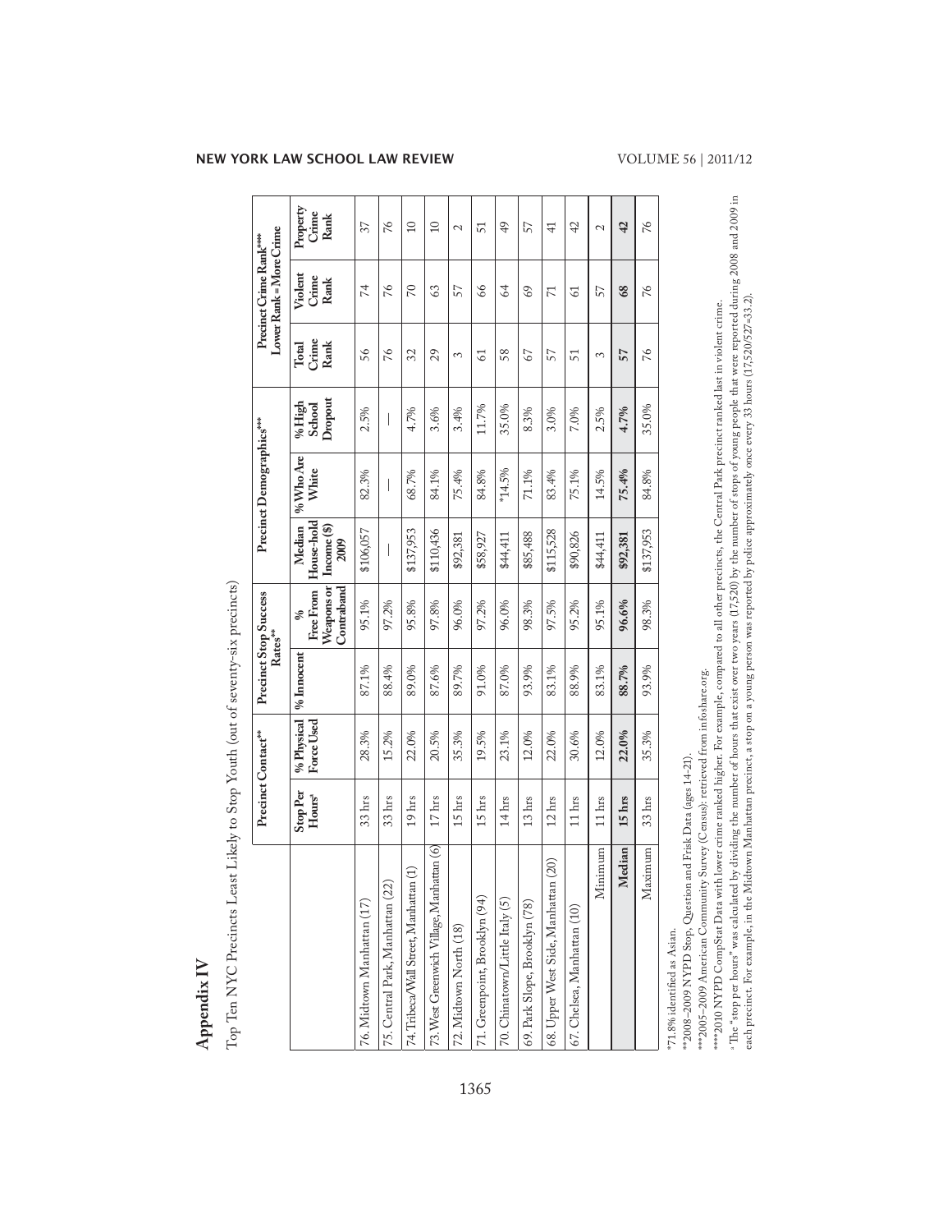# Appendix IV

Top Ten NYC Precincts Least Likely to Stop Youth (out of seventy-six precincts)

| | Precinct Contact** | | Precinct Stop Success Rates** | | Precinct Demographics*** | | | Precinct Crime Rank**** Lower Rank = More Crime | | |
|---|---|---|---|---|---|---|---|---|---|---|
| | Stop Per Hours[a] | % Physical Force Used | % Innocent | % Free From Weapons or Contraband | Median House-hold Income ($) 2009 | % Who Are White | % High School Dropout | Total Crime Rank | Violent Crime Rank | Property Crime Rank |
| 76. Midtown Manhattan (17) | 33 hrs | 28.3% | 87.1% | 95.1% | $106,057 | 82.3% | 2.5% | 56 | 74 | 37 |
| 75. Central Park, Manhattan (22) | 33 hrs | 15.2% | 88.4% | 97.2% | — | — | — | 76 | 76 | 76 |
| 74. Tribeca/Wall Street, Manhattan (1) | 19 hrs | 22.0% | 89.0% | 95.8% | $137,953 | 68.7% | 4.7% | 32 | 70 | 10 |
| 73. West Greenwich Village, Manhattan (6) | 17 hrs | 20.5% | 87.6% | 97.8% | $110,436 | 84.1% | 3.6% | 29 | 63 | 10 |
| 72. Midtown North (18) | 15 hrs | 35.3% | 89.7% | 96.0% | $92,381 | 75.4% | 3.4% | 3 | 57 | 2 |
| 71. Greenpoint, Brooklyn (94) | 15 hrs | 19.5% | 91.0% | 97.2% | $58,927 | 84.8% | 11.7% | 61 | 66 | 51 |
| 70. Chinatown/Little Italy (5) | 14 hrs | 23.1% | 87.0% | 96.0% | $44,411 | *14.5% | 35.0% | 58 | 64 | 49 |
| 69. Park Slope, Brooklyn (78) | 13 hrs | 12.0% | 93.9% | 98.3% | $85,488 | 71.1% | 8.3% | 67 | 69 | 57 |
| 68. Upper West Side, Manhattan (20) | 12 hrs | 22.0% | 83.1% | 97.5% | $115,528 | 83.4% | 3.0% | 57 | 71 | 41 |
| 67. Chelsea, Manhattan (10) | 11 hrs | 30.6% | 88.9% | 95.2% | $90,826 | 75.1% | 7.0% | 51 | 61 | 42 |
| Minimum | 11 hrs | 12.0% | 83.1% | 95.1% | $44,411 | 14.5% | 2.5% | 3 | 57 | 2 |
| **Median** | **15 hrs** | **22.0%** | **88.7%** | **96.6%** | **$92,381** | **75.4%** | **4.7%** | **57** | **68** | **42** |
| Maximum | 33 hrs | 35.3% | 93.9% | 98.3% | $137,953 | 84.8% | 35.0% | 76 | 76 | 76 |

*71.8% identified as Asian.

**2008–2009 NYPD Stop, Question and Frisk Data (ages 14-21).

***2005–2009 American Community Survey (Census): retrieved from infoshare.org.

****2010 NYPD CompStat Data with lower crime ranked higher. For example, compared to all other precincts, the Central Park precinct ranked last in violent crime.

[a] The "stop per hours" was calculated by dividing the number of hours that exist over two years (17,520) by the number of stops of young people that were reported during 2008 and 2009 in each precinct. For example, in the Midtown Manhattan precinct, a stop on a young person was reported by police approximately once every 33 hours (17,520/527=33.2).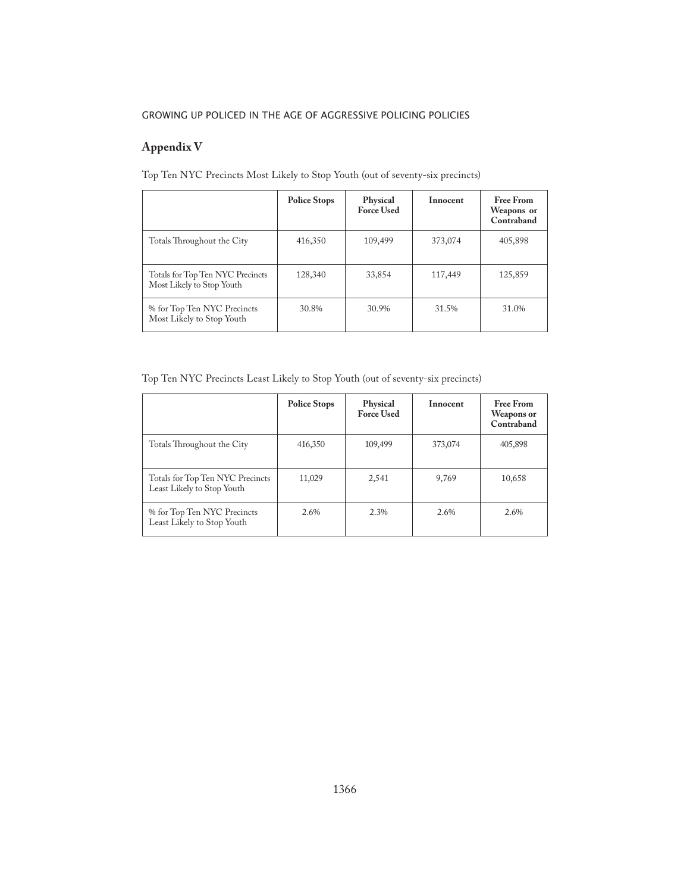## Appendix V

Top Ten NYC Precincts Most Likely to Stop Youth (out of seventy-six precincts)

| | Police Stops | Physical Force Used | Innocent | Free From Weapons or Contraband |
|---|---|---|---|---|
| Totals Throughout the City | 416,350 | 109,499 | 373,074 | 405,898 |
| Totals for Top Ten NYC Precincts Most Likely to Stop Youth | 128,340 | 33,854 | 117,449 | 125,859 |
| % for Top Ten NYC Precincts Most Likely to Stop Youth | 30.8% | 30.9% | 31.5% | 31.0% |

Top Ten NYC Precincts Least Likely to Stop Youth (out of seventy-six precincts)

| | Police Stops | Physical Force Used | Innocent | Free From Weapons or Contraband |
|---|---|---|---|---|
| Totals Throughout the City | 416,350 | 109,499 | 373,074 | 405,898 |
| Totals for Top Ten NYC Precincts Least Likely to Stop Youth | 11,029 | 2,541 | 9,769 | 10,658 |
| % for Top Ten NYC Precincts Least Likely to Stop Youth | 2.6% | 2.3% | 2.6% | 2.6% |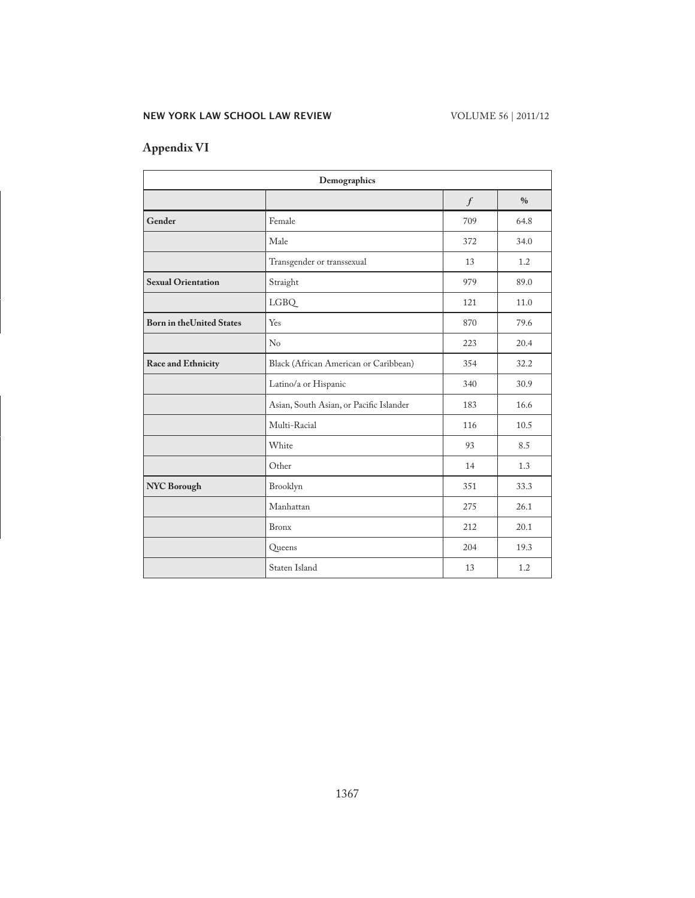## Appendix VI

| Demographics | | | |
|---|---|---|---|
| | | *f* | % |
| **Gender** | Female | 709 | 64.8 |
| | Male | 372 | 34.0 |
| | Transgender or transsexual | 13 | 1.2 |
| **Sexual Orientation** | Straight | 979 | 89.0 |
| | LGBQ | 121 | 11.0 |
| **Born in theUnited States** | Yes | 870 | 79.6 |
| | No | 223 | 20.4 |
| **Race and Ethnicity** | Black (African American or Caribbean) | 354 | 32.2 |
| | Latino/a or Hispanic | 340 | 30.9 |
| | Asian, South Asian, or Pacific Islander | 183 | 16.6 |
| | Multi-Racial | 116 | 10.5 |
| | White | 93 | 8.5 |
| | Other | 14 | 1.3 |
| **NYC Borough** | Brooklyn | 351 | 33.3 |
| | Manhattan | 275 | 26.1 |
| | Bronx | 212 | 20.1 |
| | Queens | 204 | 19.3 |
| | Staten Island | 13 | 1.2 |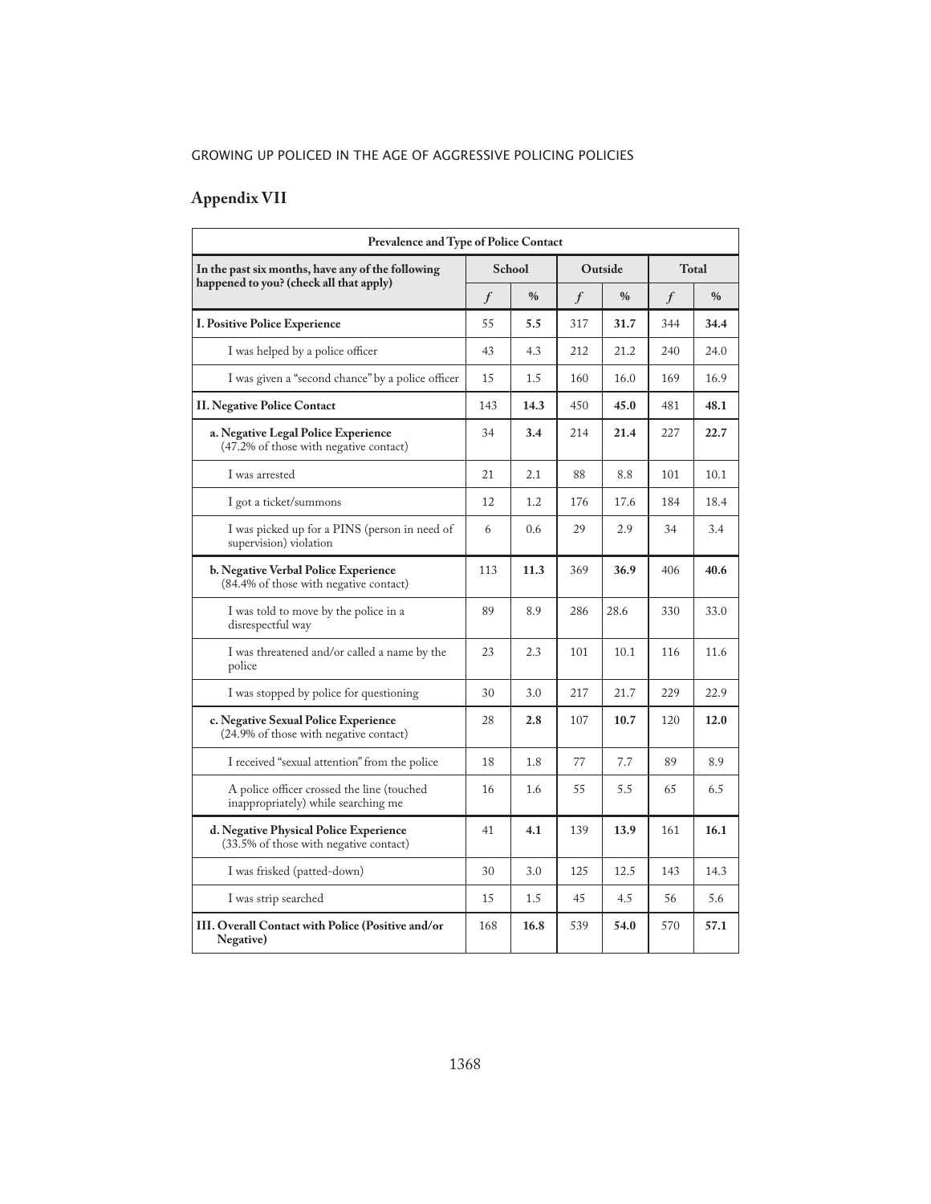## Appendix VII

| Prevalence and Type of Police Contact | | | | | | |
|---|---|---|---|---|---|---|
| In the past six months, have any of the following happened to you? (check all that apply) | School | | Outside | | Total | |
| | *f* | % | *f* | % | *f* | % |
| **I. Positive Police Experience** | 55 | **5.5** | 317 | **31.7** | 344 | **34.4** |
| I was helped by a police officer | 43 | 4.3 | 212 | 21.2 | 240 | 24.0 |
| I was given a "second chance" by a police officer | 15 | 1.5 | 160 | 16.0 | 169 | 16.9 |
| **II. Negative Police Contact** | 143 | **14.3** | 450 | **45.0** | 481 | **48.1** |
| **a. Negative Legal Police Experience** (47.2% of those with negative contact) | 34 | **3.4** | 214 | **21.4** | 227 | **22.7** |
| I was arrested | 21 | 2.1 | 88 | 8.8 | 101 | 10.1 |
| I got a ticket/summons | 12 | 1.2 | 176 | 17.6 | 184 | 18.4 |
| I was picked up for a PINS (person in need of supervision) violation | 6 | 0.6 | 29 | 2.9 | 34 | 3.4 |
| **b. Negative Verbal Police Experience** (84.4% of those with negative contact) | 113 | **11.3** | 369 | **36.9** | 406 | **40.6** |
| I was told to move by the police in a disrespectful way | 89 | 8.9 | 286 | 28.6 | 330 | 33.0 |
| I was threatened and/or called a name by the police | 23 | 2.3 | 101 | 10.1 | 116 | 11.6 |
| I was stopped by police for questioning | 30 | 3.0 | 217 | 21.7 | 229 | 22.9 |
| **c. Negative Sexual Police Experience** (24.9% of those with negative contact) | 28 | **2.8** | 107 | **10.7** | 120 | **12.0** |
| I received "sexual attention" from the police | 18 | 1.8 | 77 | 7.7 | 89 | 8.9 |
| A police officer crossed the line (touched inappropriately) while searching me | 16 | 1.6 | 55 | 5.5 | 65 | 6.5 |
| **d. Negative Physical Police Experience** (33.5% of those with negative contact) | 41 | **4.1** | 139 | **13.9** | 161 | **16.1** |
| I was frisked (patted-down) | 30 | 3.0 | 125 | 12.5 | 143 | 14.3 |
| I was strip searched | 15 | 1.5 | 45 | 4.5 | 56 | 5.6 |
| **III. Overall Contact with Police (Positive and/or Negative)** | 168 | **16.8** | 539 | **54.0** | 570 | **57.1** |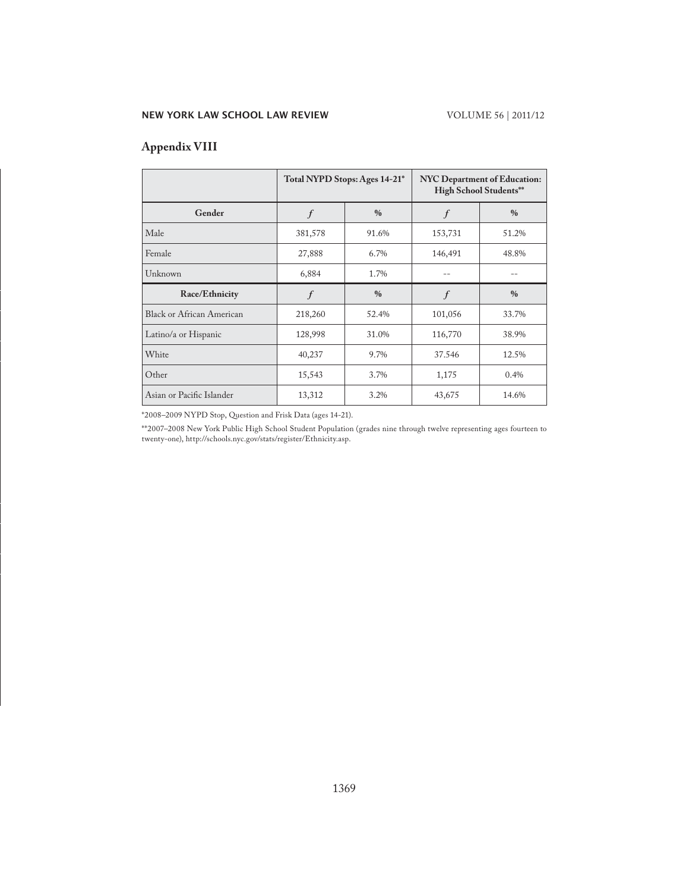## Appendix VIII

| | Total NYPD Stops: Ages 14-21* | | NYC Department of Education: High School Students** | |
|---|---|---|---|---|
| **Gender** | *f* | % | *f* | % |
| Male | 381,578 | 91.6% | 153,731 | 51.2% |
| Female | 27,888 | 6.7% | 146,491 | 48.8% |
| Unknown | 6,884 | 1.7% | -- | -- |
| **Race/Ethnicity** | *f* | % | *f* | % |
| Black or African American | 218,260 | 52.4% | 101,056 | 33.7% |
| Latino/a or Hispanic | 128,998 | 31.0% | 116,770 | 38.9% |
| White | 40,237 | 9.7% | 37.546 | 12.5% |
| Other | 15,543 | 3.7% | 1,175 | 0.4% |
| Asian or Pacific Islander | 13,312 | 3.2% | 43,675 | 14.6% |

*2008–2009 NYPD Stop, Question and Frisk Data (ages 14-21).

**2007–2008 New York Public High School Student Population (grades nine through twelve representing ages fourteen to twenty-one), http://schools.nyc.gov/stats/register/Ethnicity.asp.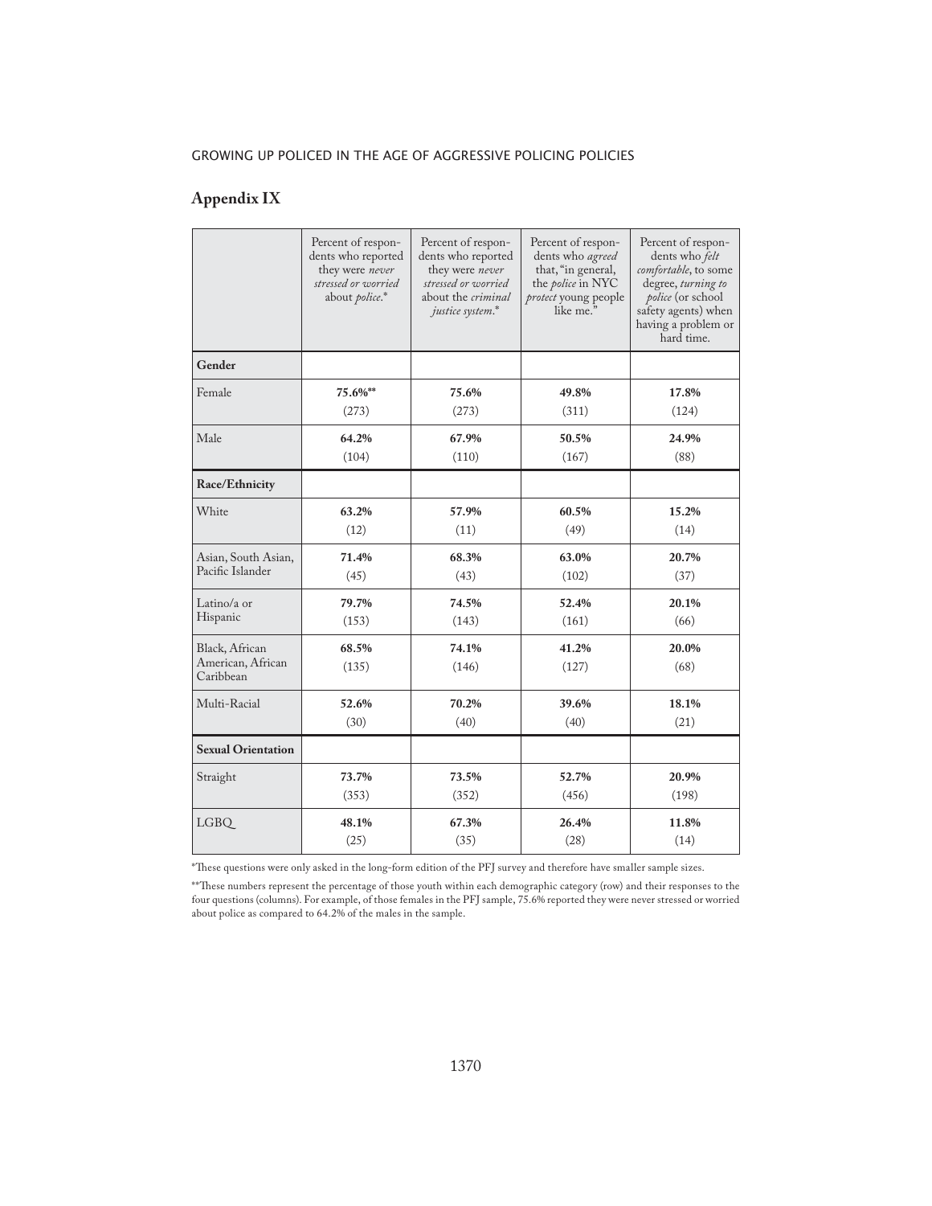## Appendix IX

| | Percent of respondents who reported they were *never stressed or worried* about *police*.* | Percent of respondents who reported they were *never stressed or worried* about the *criminal justice system*.* | Percent of respondents who *agreed* that, "in general, the *police* in NYC *protect* young people like me." | Percent of respondents who *felt comfortable*, to some degree, *turning to police* (or school safety agents) when having a problem or hard time. |
|---|---|---|---|---|
| **Gender** | | | | |
| Female | **75.6%**** (273) | **75.6%** (273) | **49.8%** (311) | **17.8%** (124) |
| Male | **64.2%** (104) | **67.9%** (110) | **50.5%** (167) | **24.9%** (88) |
| **Race/Ethnicity** | | | | |
| White | **63.2%** (12) | **57.9%** (11) | **60.5%** (49) | **15.2%** (14) |
| Asian, South Asian, Pacific Islander | **71.4%** (45) | **68.3%** (43) | **63.0%** (102) | **20.7%** (37) |
| Latino/a or Hispanic | **79.7%** (153) | **74.5%** (143) | **52.4%** (161) | **20.1%** (66) |
| Black, African American, African Caribbean | **68.5%** (135) | **74.1%** (146) | **41.2%** (127) | **20.0%** (68) |
| Multi-Racial | **52.6%** (30) | **70.2%** (40) | **39.6%** (40) | **18.1%** (21) |
| **Sexual Orientation** | | | | |
| Straight | **73.7%** (353) | **73.5%** (352) | **52.7%** (456) | **20.9%** (198) |
| LGBQ_ | **48.1%** (25) | **67.3%** (35) | **26.4%** (28) | **11.8%** (14) |

*These questions were only asked in the long-form edition of the PFJ survey and therefore have smaller sample sizes.

**These numbers represent the percentage of those youth within each demographic category (row) and their responses to the four questions (columns). For example, of those females in the PFJ sample, 75.6% reported they were never stressed or worried about police as compared to 64.2% of the males in the sample.